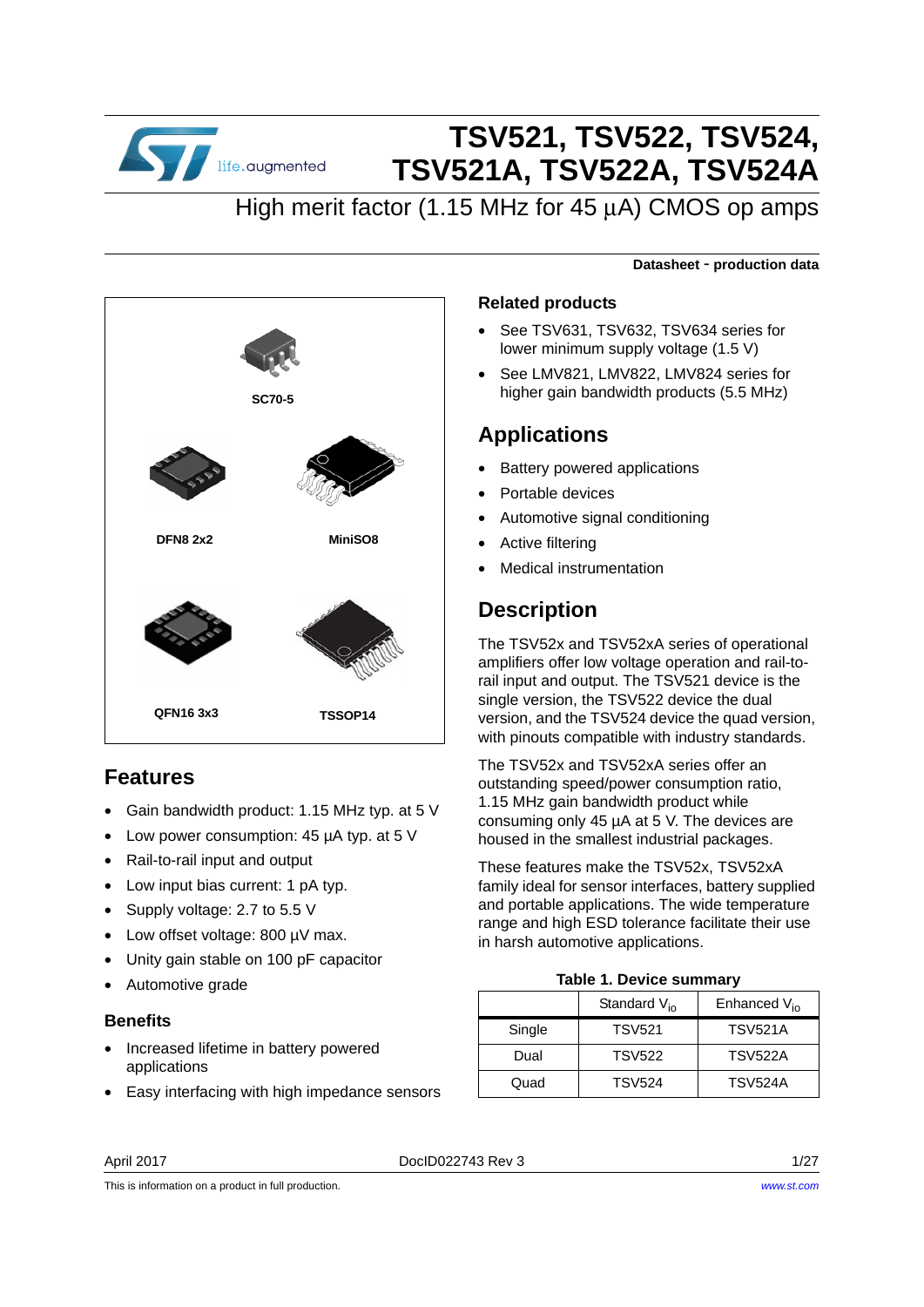# TSV521, TSV522, TSV524, TSV521A, TSV522A, TSV524A

## High merit factor (1.15 MHz for 45 µA) CMOS op amps

**Datasheet - production data**

SC70-5

DFN8 2x2

MiniSO8

QFN16 3x3

TSSOP14

## Features

- Gain bandwidth product: 1.15 MHz typ. at 5 V
- Low power consumption: 45 µA typ. at 5 V
- Rail-to-rail input and output
- Low input bias current: 1 pA typ.
- Supply voltage: 2.7 to 5.5 V
- Low offset voltage: 800 µV max.
- Unity gain stable on 100 pF capacitor
- Automotive grade

### Benefits

- Increased lifetime in battery powered applications
- Easy interfacing with high impedance sensors

### Related products

- See TSV631, TSV632, TSV634 series for lower minimum supply voltage (1.5 V)
- See LMV821, LMV822, LMV824 series for higher gain bandwidth products (5.5 MHz)

## Applications

- Battery powered applications
- Portable devices
- Automotive signal conditioning
- Active filtering
- Medical instrumentation

## Description

The TSV52x and TSV52xA series of operational amplifiers offer low voltage operation and rail-to-rail input and output. The TSV521 device is the single version, the TSV522 device the dual version, and the TSV524 device the quad version, with pinouts compatible with industry standards.

The TSV52x and TSV52xA series offer an outstanding speed/power consumption ratio, 1.15 MHz gain bandwidth product while consuming only 45 µA at 5 V. The devices are housed in the smallest industrial packages.

These features make the TSV52x, TSV52xA family ideal for sensor interfaces, battery supplied and portable applications. The wide temperature range and high ESD tolerance facilitate their use in harsh automotive applications.

**Table 1. Device summary**

| | Standard $V_{io}$ | Enhanced $V_{io}$ |
|---|---|---|
| Single | TSV521 | TSV521A |
| Dual | TSV522 | TSV522A |
| Quad | TSV524 | TSV524A |

April 2017 DocID022743 Rev 3

This is information on a product in full production. www.st.com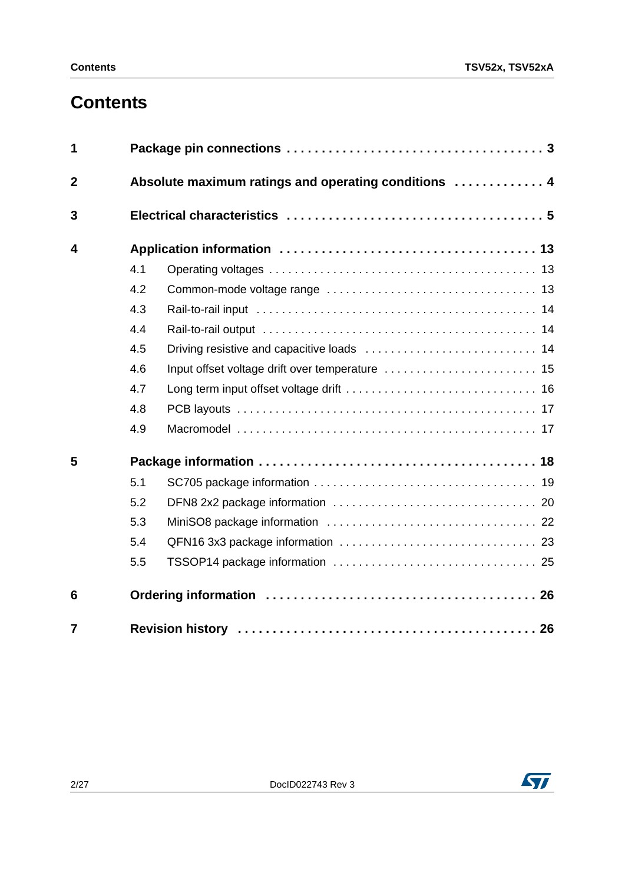# Contents

| | | |
|---|---|---|
| **1** | **Package pin connections** | **3** |
| **2** | **Absolute maximum ratings and operating conditions** | **4** |
| **3** | **Electrical characteristics** | **5** |
| **4** | **Application information** | **13** |
| 4.1 | Operating voltages | 13 |
| 4.2 | Common-mode voltage range | 13 |
| 4.3 | Rail-to-rail input | 14 |
| 4.4 | Rail-to-rail output | 14 |
| 4.5 | Driving resistive and capacitive loads | 14 |
| 4.6 | Input offset voltage drift over temperature | 15 |
| 4.7 | Long term input offset voltage drift | 16 |
| 4.8 | PCB layouts | 17 |
| 4.9 | Macromodel | 17 |
| **5** | **Package information** | **18** |
| 5.1 | SC705 package information | 19 |
| 5.2 | DFN8 2x2 package information | 20 |
| 5.3 | MiniSO8 package information | 22 |
| 5.4 | QFN16 3x3 package information | 23 |
| 5.5 | TSSOP14 package information | 25 |
| **6** | **Ordering information** | **26** |
| **7** | **Revision history** | **26** |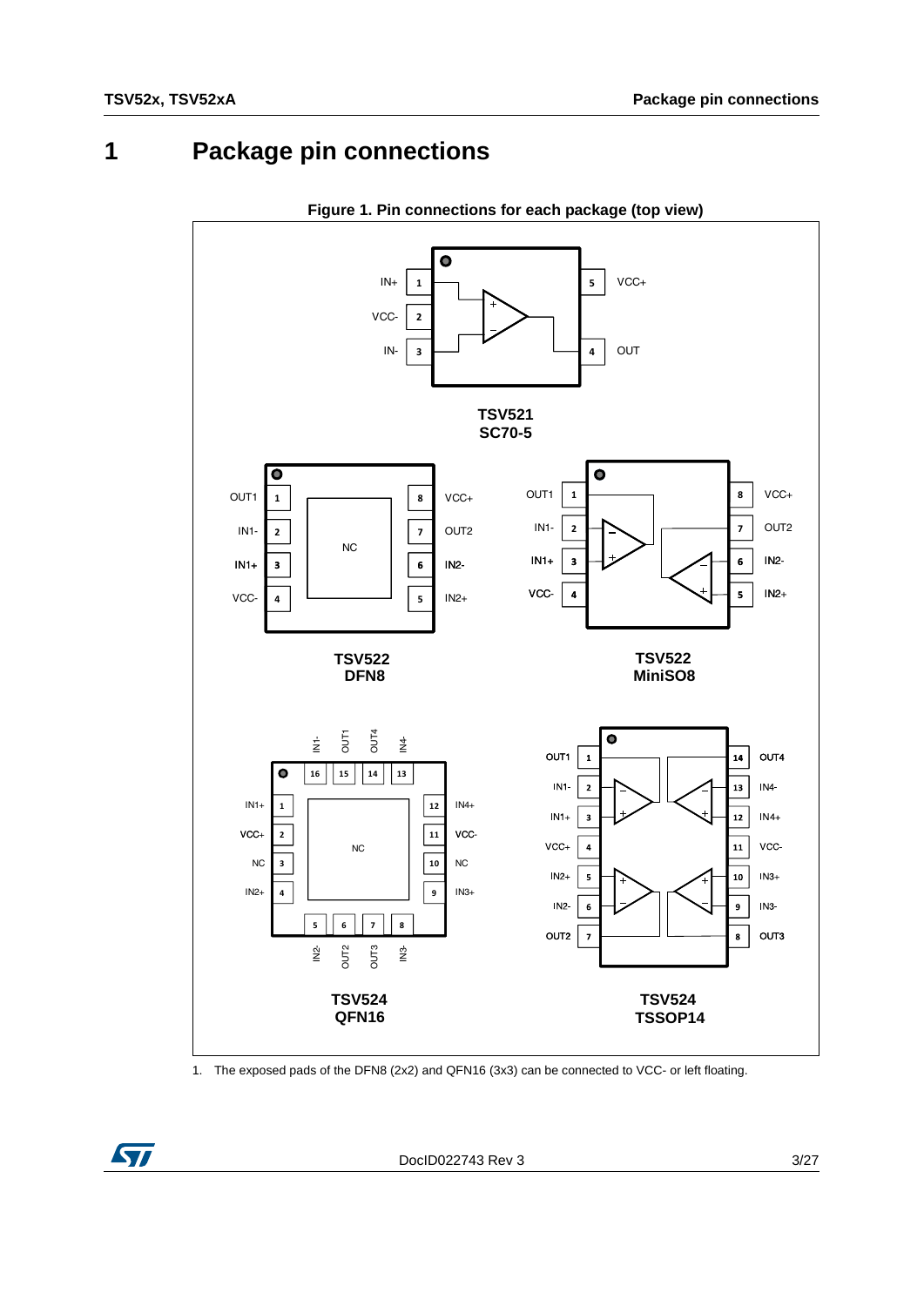# 1 Package pin connections

**Figure 1. Pin connections for each package (top view)**

IN+ 1, VCC- 2, IN- 3, OUT 4, VCC+ 5

**TSV521 SC70-5**

OUT1 1, IN1- 2, IN1+ 3, VCC- 4, IN2+ 5, IN2- 6, OUT2 7, VCC+ 8, NC

**TSV522 DFN8**

OUT1 1, IN1- 2, IN1+ 3, VCC- 4, IN2+ 5, IN2- 6, OUT2 7, VCC+ 8

**TSV522 MiniSO8**

IN1+ 1, VCC+ 2, NC 3, IN2+ 4, IN2- 5, OUT2 6, OUT3 7, IN3- 8, IN3+ 9, NC 10, VCC- 11, IN4+ 12, IN4- 13, OUT4 14, OUT1 15, IN1- 16, NC

**TSV524 QFN16**

OUT1 1, IN1- 2, IN1+ 3, VCC+ 4, IN2+ 5, IN2- 6, OUT2 7, OUT3 8, IN3- 9, IN3+ 10, VCC- 11, IN4+ 12, IN4- 13, OUT4 14

**TSV524 TSSOP14**

1. The exposed pads of the DFN8 (2x2) and QFN16 (3x3) can be connected to VCC- or left floating.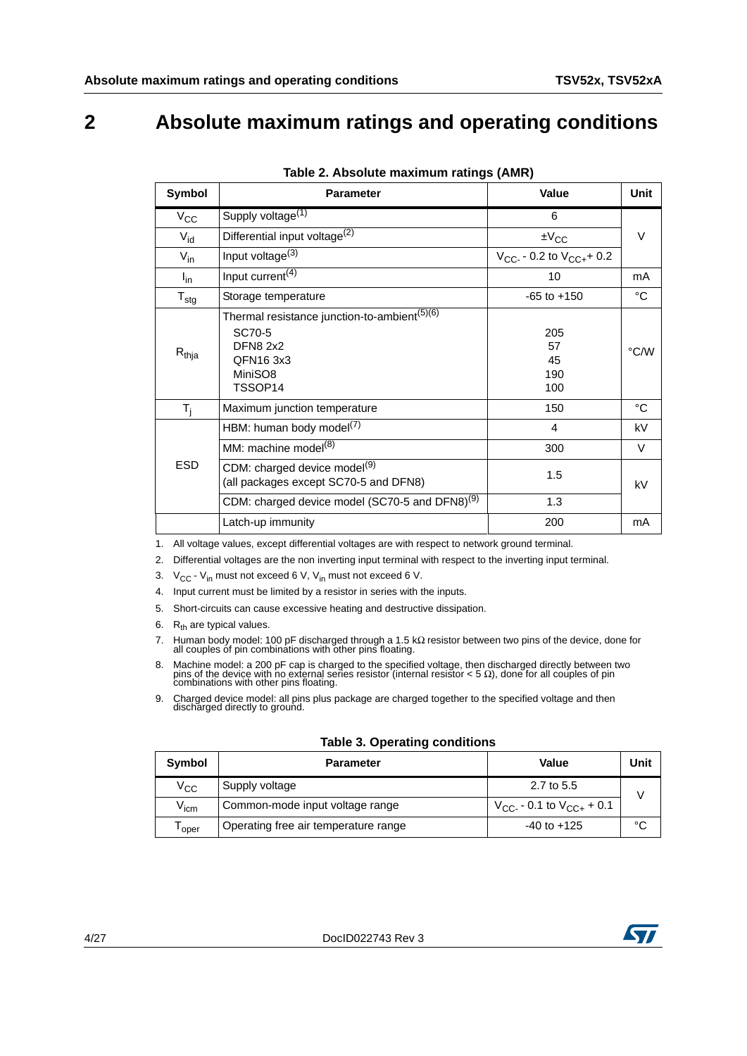# 2 Absolute maximum ratings and operating conditions

**Table 2. Absolute maximum ratings (AMR)**

| Symbol | Parameter | Value | Unit |
|---|---|---|---|
| $V_{CC}$ | Supply voltage[1] | 6 | V |
| $V_{id}$ | Differential input voltage[2] | $\pm V_{CC}$ | V |
| $V_{in}$ | Input voltage[3] | $V_{CC-}$ - 0.2 to $V_{CC+}$ + 0.2 | V |
| $I_{in}$ | Input current[4] | 10 | mA |
| $T_{stg}$ | Storage temperature | -65 to +150 | °C |
| $R_{thja}$ | Thermal resistance junction-to-ambient[5][6]<br>SC70-5<br>DFN8 2x2<br>QFN16 3x3<br>MiniSO8<br>TSSOP14 | <br>205<br>57<br>45<br>190<br>100 | °C/W |
| $T_j$ | Maximum junction temperature | 150 | °C |
| ESD | HBM: human body model[7] | 4 | kV |
| | MM: machine model[8] | 300 | V |
| | CDM: charged device model[9] (all packages except SC70-5 and DFN8) | 1.5 | kV |
| | CDM: charged device model (SC70-5 and DFN8)[9] | 1.3 | kV |
| | Latch-up immunity | 200 | mA |

1. All voltage values, except differential voltages are with respect to network ground terminal.
2. Differential voltages are the non inverting input terminal with respect to the inverting input terminal.
3. $V_{CC}$ - $V_{in}$ must not exceed 6 V, $V_{in}$ must not exceed 6 V.
4. Input current must be limited by a resistor in series with the inputs.
5. Short-circuits can cause excessive heating and destructive dissipation.
6. $R_{th}$ are typical values.
7. Human body model: 100 pF discharged through a 1.5 kΩ resistor between two pins of the device, done for all couples of pin combinations with other pins floating.
8. Machine model: a 200 pF cap is charged to the specified voltage, then discharged directly between two pins of the device with no external series resistor (internal resistor < 5 Ω), done for all couples of pin combinations with other pins floating.
9. Charged device model: all pins plus package are charged together to the specified voltage and then discharged directly to ground.

**Table 3. Operating conditions**

| Symbol | Parameter | Value | Unit |
|---|---|---|---|
| $V_{CC}$ | Supply voltage | 2.7 to 5.5 | V |
| $V_{icm}$ | Common-mode input voltage range | $V_{CC-}$ - 0.1 to $V_{CC+}$ + 0.1 | V |
| $T_{oper}$ | Operating free air temperature range | -40 to +125 | °C |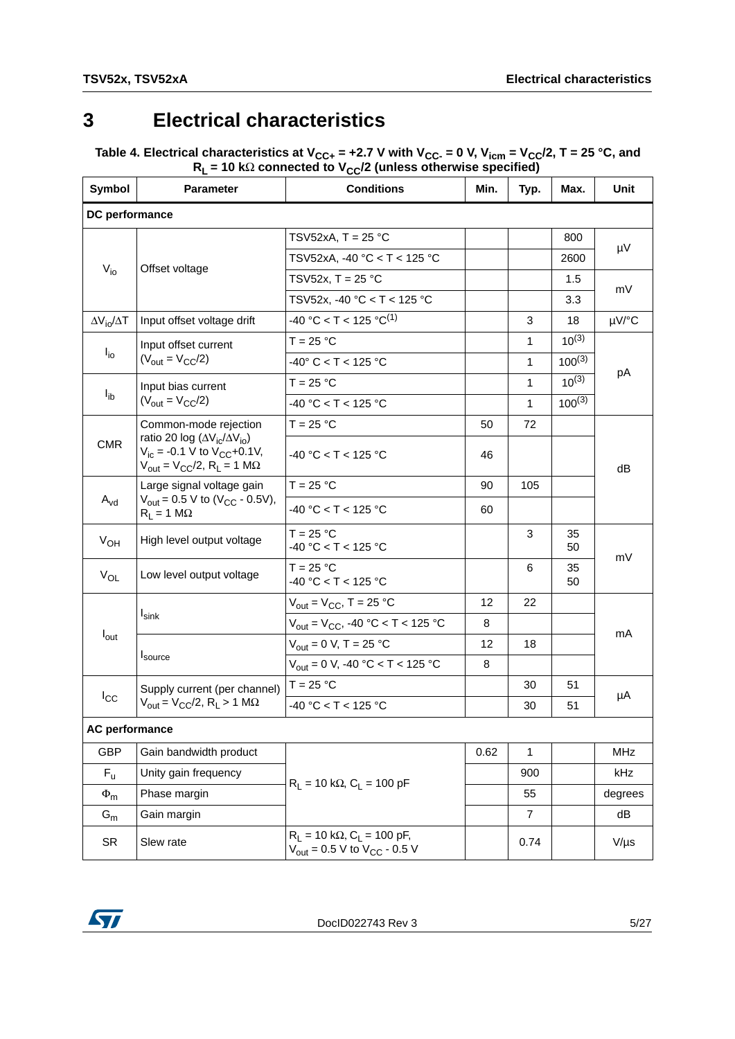# 3 Electrical characteristics

**Table 4. Electrical characteristics at $V_{CC+}$ = +2.7 V with $V_{CC-}$ = 0 V, $V_{icm}$ = $V_{CC}$/2, T = 25 °C, and $R_L$ = 10 kΩ connected to $V_{CC}$/2 (unless otherwise specified)**

| Symbol | Parameter | Conditions | Min. | Typ. | Max. | Unit |
|---|---|---|---|---|---|---|
| **DC performance** | | | | | | |
| $V_{io}$ | Offset voltage | TSV52xA, T = 25 °C | | | 800 | µV |
| | | TSV52xA, -40 °C < T < 125 °C | | | 2600 | µV |
| | | TSV52x, T = 25 °C | | | 1.5 | mV |
| | | TSV52x, -40 °C < T < 125 °C | | | 3.3 | mV |
| $\Delta V_{io}/\Delta T$ | Input offset voltage drift | -40 °C < T < 125 °C[1] | | 3 | 18 | µV/°C |
| $I_{io}$ | Input offset current ($V_{out} = V_{CC}/2$) | T = 25 °C | | 1 | 10[3] | pA |
| | | -40° C < T < 125 °C | | 1 | 100[3] | pA |
| $I_{ib}$ | Input bias current ($V_{out} = V_{CC}/2$) | T = 25 °C | | 1 | 10[3] | pA |
| | | -40 °C < T < 125 °C | | 1 | 100[3] | pA |
| CMR | Common-mode rejection ratio 20 log ($\Delta V_{ic}/\Delta V_{io}$) $V_{ic}$ = -0.1 V to $V_{CC}$+0.1V, $V_{out} = V_{CC}/2$, $R_L$ = 1 MΩ | T = 25 °C | 50 | 72 | | dB |
| | | -40 °C < T < 125 °C | 46 | | | dB |
| $A_{vd}$ | Large signal voltage gain $V_{out}$ = 0.5 V to ($V_{CC}$ - 0.5V), $R_L$ = 1 MΩ | T = 25 °C | 90 | 105 | | dB |
| | | -40 °C < T < 125 °C | 60 | | | dB |
| $V_{OH}$ | High level output voltage | T = 25 °C<br>-40 °C < T < 125 °C | | 3 | 35<br>50 | mV |
| $V_{OL}$ | Low level output voltage | T = 25 °C<br>-40 °C < T < 125 °C | | 6 | 35<br>50 | mV |
| $I_{out}$ | $I_{sink}$ | $V_{out} = V_{CC}$, T = 25 °C | 12 | 22 | | mA |
| | | $V_{out} = V_{CC}$, -40 °C < T < 125 °C | 8 | | | mA |
| | $I_{source}$ | $V_{out}$ = 0 V, T = 25 °C | 12 | 18 | | mA |
| | | $V_{out}$ = 0 V, -40 °C < T < 125 °C | 8 | | | mA |
| $I_{CC}$ | Supply current (per channel) $V_{out} = V_{CC}/2$, $R_L$ > 1 MΩ | T = 25 °C | | 30 | 51 | µA |
| | | -40 °C < T < 125 °C | | 30 | 51 | µA |
| **AC performance** | | | | | | |
| GBP | Gain bandwidth product | $R_L$ = 10 kΩ, $C_L$ = 100 pF | 0.62 | 1 | | MHz |
| $F_u$ | Unity gain frequency | $R_L$ = 10 kΩ, $C_L$ = 100 pF | | 900 | | kHz |
| $\Phi_m$ | Phase margin | $R_L$ = 10 kΩ, $C_L$ = 100 pF | | 55 | | degrees |
| $G_m$ | Gain margin | $R_L$ = 10 kΩ, $C_L$ = 100 pF | | 7 | | dB |
| SR | Slew rate | $R_L$ = 10 kΩ, $C_L$ = 100 pF, $V_{out}$ = 0.5 V to $V_{CC}$ - 0.5 V | | 0.74 | | V/µs |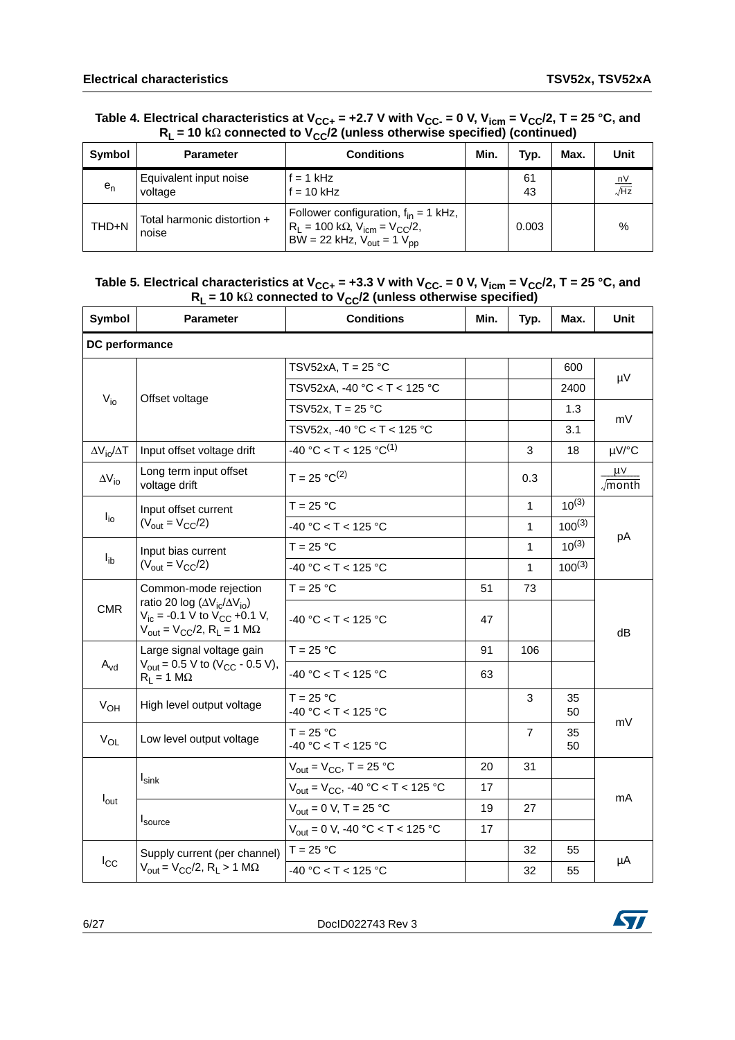**Table 4. Electrical characteristics at $V_{CC+}$ = +2.7 V with $V_{CC-}$ = 0 V, $V_{icm}$ = $V_{CC}$/2, T = 25 °C, and $R_L$ = 10 kΩ connected to $V_{CC}$/2 (unless otherwise specified) (continued)**

| Symbol | Parameter | Conditions | Min. | Typ. | Max. | Unit |
|---|---|---|---|---|---|---|
| $e_n$ | Equivalent input noise voltage | f = 1 kHz<br>f = 10 kHz | | 61<br>43 | | $\frac{nV}{\sqrt{Hz}}$ |
| THD+N | Total harmonic distortion + noise | Follower configuration, $f_{in}$ = 1 kHz, $R_L$ = 100 kΩ, $V_{icm}$ = $V_{CC}$/2, BW = 22 kHz, $V_{out}$ = 1 $V_{pp}$ | | 0.003 | | % |

**Table 5. Electrical characteristics at $V_{CC+}$ = +3.3 V with $V_{CC-}$ = 0 V, $V_{icm}$ = $V_{CC}$/2, T = 25 °C, and $R_L$ = 10 kΩ connected to $V_{CC}$/2 (unless otherwise specified)**

| Symbol | Parameter | Conditions | Min. | Typ. | Max. | Unit |
|---|---|---|---|---|---|---|
| **DC performance** | | | | | | |
| $V_{io}$ | Offset voltage | TSV52xA, T = 25 °C | | | 600 | µV |
| | | TSV52xA, -40 °C < T < 125 °C | | | 2400 | µV |
| | | TSV52x, T = 25 °C | | | 1.3 | mV |
| | | TSV52x, -40 °C < T < 125 °C | | | 3.1 | mV |
| $\Delta V_{io}/\Delta T$ | Input offset voltage drift | -40 °C < T < 125 °C(1) | | 3 | 18 | µV/°C |
| $\Delta V_{io}$ | Long term input offset voltage drift | T = 25 °C(2) | | 0.3 | | $\frac{\mu V}{\sqrt{month}}$ |
| $I_{io}$ | Input offset current ($V_{out}$ = $V_{CC}$/2) | T = 25 °C | | 1 | 10(3) | pA |
| | | -40 °C < T < 125 °C | | 1 | 100(3) | pA |
| $I_{ib}$ | Input bias current ($V_{out}$ = $V_{CC}$/2) | T = 25 °C | | 1 | 10(3) | pA |
| | | -40 °C < T < 125 °C | | 1 | 100(3) | pA |
| CMR | Common-mode rejection ratio 20 log ($\Delta V_{ic}/\Delta V_{io}$) $V_{ic}$ = -0.1 V to $V_{CC}$ +0.1 V, $V_{out}$ = $V_{CC}$/2, $R_L$ = 1 MΩ | T = 25 °C | 51 | 73 | | dB |
| | | -40 °C < T < 125 °C | 47 | | | dB |
| $A_{vd}$ | Large signal voltage gain $V_{out}$ = 0.5 V to ($V_{CC}$ - 0.5 V), $R_L$ = 1 MΩ | T = 25 °C | 91 | 106 | | dB |
| | | -40 °C < T < 125 °C | 63 | | | dB |
| $V_{OH}$ | High level output voltage | T = 25 °C<br>-40 °C < T < 125 °C | | 3 | 35<br>50 | mV |
| $V_{OL}$ | Low level output voltage | T = 25 °C<br>-40 °C < T < 125 °C | | 7 | 35<br>50 | mV |
| $I_{out}$ | $I_{sink}$ | $V_{out}$ = $V_{CC}$, T = 25 °C | 20 | 31 | | mA |
| | | $V_{out}$ = $V_{CC}$, -40 °C < T < 125 °C | 17 | | | mA |
| | $I_{source}$ | $V_{out}$ = 0 V, T = 25 °C | 19 | 27 | | mA |
| | | $V_{out}$ = 0 V, -40 °C < T < 125 °C | 17 | | | mA |
| $I_{CC}$ | Supply current (per channel) $V_{out}$ = $V_{CC}$/2, $R_L$ > 1 MΩ | T = 25 °C | | 32 | 55 | µA |
| | | -40 °C < T < 125 °C | | 32 | 55 | µA |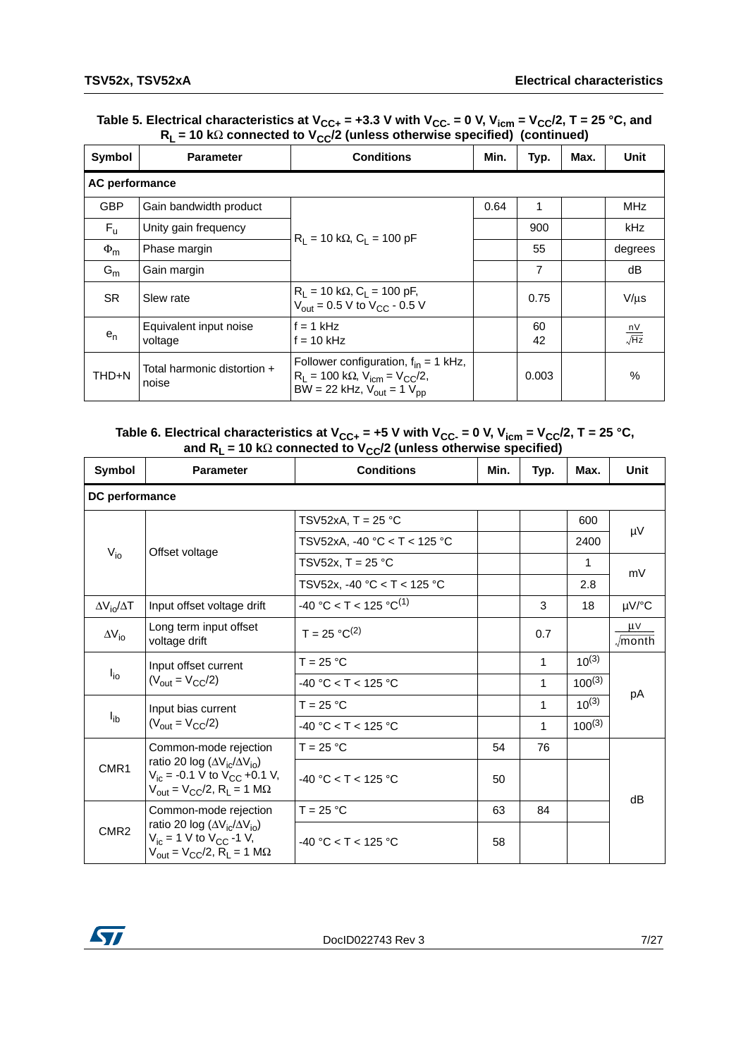**Table 5. Electrical characteristics at $V_{CC+}$ = +3.3 V with $V_{CC-}$ = 0 V, $V_{icm}$ = $V_{CC}/2$, T = 25 °C, and $R_L$ = 10 kΩ connected to $V_{CC}/2$ (unless otherwise specified) (continued)**

| Symbol | Parameter | Conditions | Min. | Typ. | Max. | Unit |
|---|---|---|---|---|---|---|
| **AC performance** | | | | | | |
| GBP | Gain bandwidth product | $R_L$ = 10 kΩ, $C_L$ = 100 pF | 0.64 | 1 | | MHz |
| $F_u$ | Unity gain frequency | | | 900 | | kHz |
| $\Phi_m$ | Phase margin | | | 55 | | degrees |
| $G_m$ | Gain margin | | | 7 | | dB |
| SR | Slew rate | $R_L$ = 10 kΩ, $C_L$ = 100 pF, $V_{out}$ = 0.5 V to $V_{CC}$ - 0.5 V | | 0.75 | | V/μs |
| $e_n$ | Equivalent input noise voltage | f = 1 kHz<br>f = 10 kHz | | 60<br>42 | | $\frac{nV}{\sqrt{Hz}}$ |
| THD+N | Total harmonic distortion + noise | Follower configuration, $f_{in}$ = 1 kHz, $R_L$ = 100 kΩ, $V_{icm}$ = $V_{CC}/2$, BW = 22 kHz, $V_{out}$ = 1 $V_{pp}$ | | 0.003 | | % |

**Table 6. Electrical characteristics at $V_{CC+}$ = +5 V with $V_{CC-}$ = 0 V, $V_{icm}$ = $V_{CC}/2$, T = 25 °C, and $R_L$ = 10 kΩ connected to $V_{CC}/2$ (unless otherwise specified)**

| Symbol | Parameter | Conditions | Min. | Typ. | Max. | Unit |
|---|---|---|---|---|---|---|
| **DC performance** | | | | | | |
| $V_{io}$ | Offset voltage | TSV52xA, T = 25 °C | | | 600 | μV |
| | | TSV52xA, -40 °C < T < 125 °C | | | 2400 | μV |
| | | TSV52x, T = 25 °C | | | 1 | mV |
| | | TSV52x, -40 °C < T < 125 °C | | | 2.8 | mV |
| $\Delta V_{io}/\Delta T$ | Input offset voltage drift | -40 °C < T < 125 °C(1) | | 3 | 18 | μV/°C |
| $\Delta V_{io}$ | Long term input offset voltage drift | T = 25 °C(2) | | 0.7 | | $\frac{\mu V}{\sqrt{month}}$ |
| $I_{io}$ | Input offset current ($V_{out}$ = $V_{CC}/2$) | T = 25 °C | | 1 | 10(3) | pA |
| | | -40 °C < T < 125 °C | | 1 | 100(3) | pA |
| $I_{ib}$ | Input bias current ($V_{out}$ = $V_{CC}/2$) | T = 25 °C | | 1 | 10(3) | pA |
| | | -40 °C < T < 125 °C | | 1 | 100(3) | pA |
| CMR1 | Common-mode rejection ratio 20 log ($\Delta V_{ic}/\Delta V_{io}$) $V_{ic}$ = -0.1 V to $V_{CC}$ +0.1 V, $V_{out}$ = $V_{CC}/2$, $R_L$ = 1 MΩ | T = 25 °C | 54 | 76 | | dB |
| | | -40 °C < T < 125 °C | 50 | | | dB |
| CMR2 | Common-mode rejection ratio 20 log ($\Delta V_{ic}/\Delta V_{io}$) $V_{ic}$ = 1 V to $V_{CC}$ -1 V, $V_{out}$ = $V_{CC}/2$, $R_L$ = 1 MΩ | T = 25 °C | 63 | 84 | | dB |
| | | -40 °C < T < 125 °C | 58 | | | dB |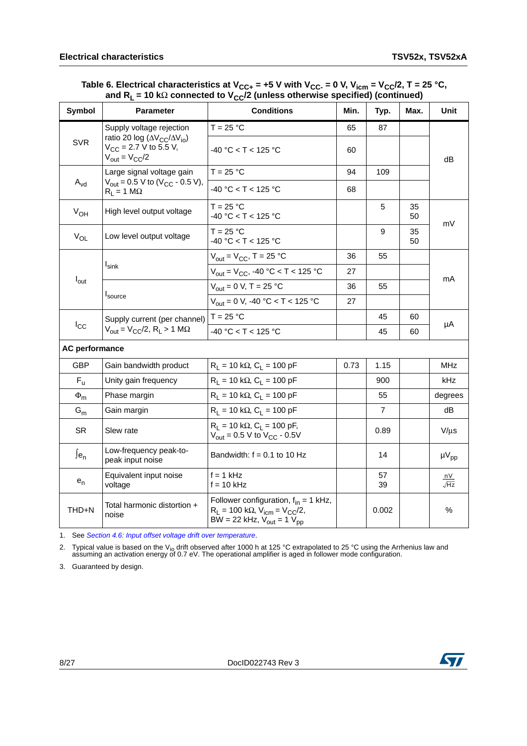Table 6. Electrical characteristics at $V_{CC+}$ = +5 V with $V_{CC-}$ = 0 V, $V_{icm}$ = $V_{CC}/2$, T = 25 °C, and $R_L$ = 10 kΩ connected to $V_{CC}/2$ (unless otherwise specified) (continued)

| Symbol | Parameter | Conditions | Min. | Typ. | Max. | Unit |
|---|---|---|---|---|---|---|
| SVR | Supply voltage rejection ratio 20 log ($\Delta V_{CC}/\Delta V_{io}$) $V_{CC}$ = 2.7 V to 5.5 V, $V_{out} = V_{CC}/2$ | T = 25 °C | 65 | 87 | | dB |
| | | -40 °C < T < 125 °C | 60 | | | |
| $A_{vd}$ | Large signal voltage gain $V_{out}$ = 0.5 V to ($V_{CC}$ - 0.5 V), $R_L$ = 1 MΩ | T = 25 °C | 94 | 109 | | |
| | | -40 °C < T < 125 °C | 68 | | | |
| $V_{OH}$ | High level output voltage | T = 25 °C<br>-40 °C < T < 125 °C | | 5 | 35<br>50 | mV |
| $V_{OL}$ | Low level output voltage | T = 25 °C<br>-40 °C < T < 125 °C | | 9 | 35<br>50 | |
| $I_{out}$ | $I_{sink}$ | $V_{out} = V_{CC}$, T = 25 °C | 36 | 55 | | mA |
| | | $V_{out} = V_{CC}$, -40 °C < T < 125 °C | 27 | | | |
| | $I_{source}$ | $V_{out}$ = 0 V, T = 25 °C | 36 | 55 | | |
| | | $V_{out}$ = 0 V, -40 °C < T < 125 °C | 27 | | | |
| $I_{CC}$ | Supply current (per channel) $V_{out} = V_{CC}/2$, $R_L$ > 1 MΩ | T = 25 °C | | 45 | 60 | µA |
| | | -40 °C < T < 125 °C | | 45 | 60 | |
| **AC performance** | | | | | | |
| GBP | Gain bandwidth product | $R_L$ = 10 kΩ, $C_L$ = 100 pF | 0.73 | 1.15 | | MHz |
| $F_u$ | Unity gain frequency | $R_L$ = 10 kΩ, $C_L$ = 100 pF | | 900 | | kHz |
| $\Phi_m$ | Phase margin | $R_L$ = 10 kΩ, $C_L$ = 100 pF | | 55 | | degrees |
| $G_m$ | Gain margin | $R_L$ = 10 kΩ, $C_L$ = 100 pF | | 7 | | dB |
| SR | Slew rate | $R_L$ = 10 kΩ, $C_L$ = 100 pF, $V_{out}$ = 0.5 V to $V_{CC}$ - 0.5V | | 0.89 | | V/µs |
| $\int e_n$ | Low-frequency peak-to-peak input noise | Bandwidth: f = 0.1 to 10 Hz | | 14 | | $\mu V_{pp}$ |
| $e_n$ | Equivalent input noise voltage | f = 1 kHz<br>f = 10 kHz | | 57<br>39 | | $\frac{nV}{\sqrt{Hz}}$ |
| THD+N | Total harmonic distortion + noise | Follower configuration, $f_{in}$ = 1 kHz, $R_L$ = 100 kΩ, $V_{icm} = V_{CC}/2$, BW = 22 kHz, $V_{out}$ = 1 $V_{pp}$ | | 0.002 | | % |

1. See *Section 4.6: Input offset voltage drift over temperature*.
2. Typical value is based on the $V_{io}$ drift observed after 1000 h at 125 °C extrapolated to 25 °C using the Arrhenius law and assuming an activation energy of 0.7 eV. The operational amplifier is aged in follower mode configuration.
3. Guaranteed by design.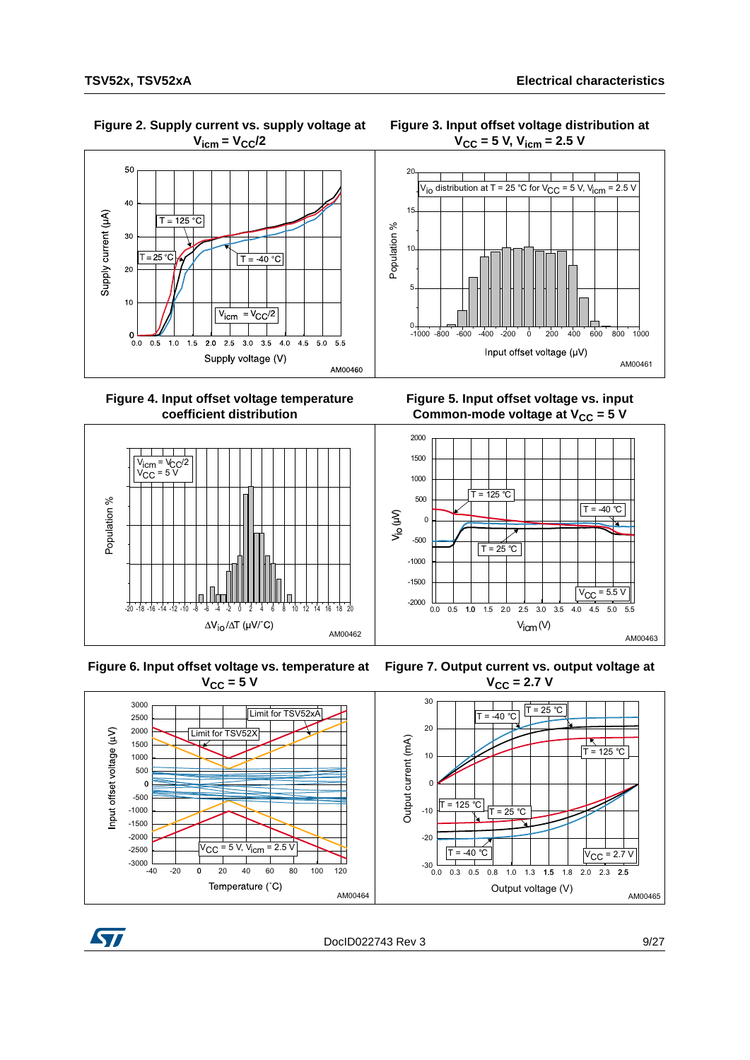**Figure 2. Supply current vs. supply voltage at $V_{icm} = V_{CC}/2$**

**Figure 3. Input offset voltage distribution at $V_{CC} = 5$ V, $V_{icm} = 2.5$ V**

**Figure 4. Input offset voltage temperature coefficient distribution**

**Figure 5. Input offset voltage vs. input Common-mode voltage at $V_{CC} = 5$ V**

**Figure 6. Input offset voltage vs. temperature at $V_{CC} = 5$ V**

**Figure 7. Output current vs. output voltage at $V_{CC} = 2.7$ V**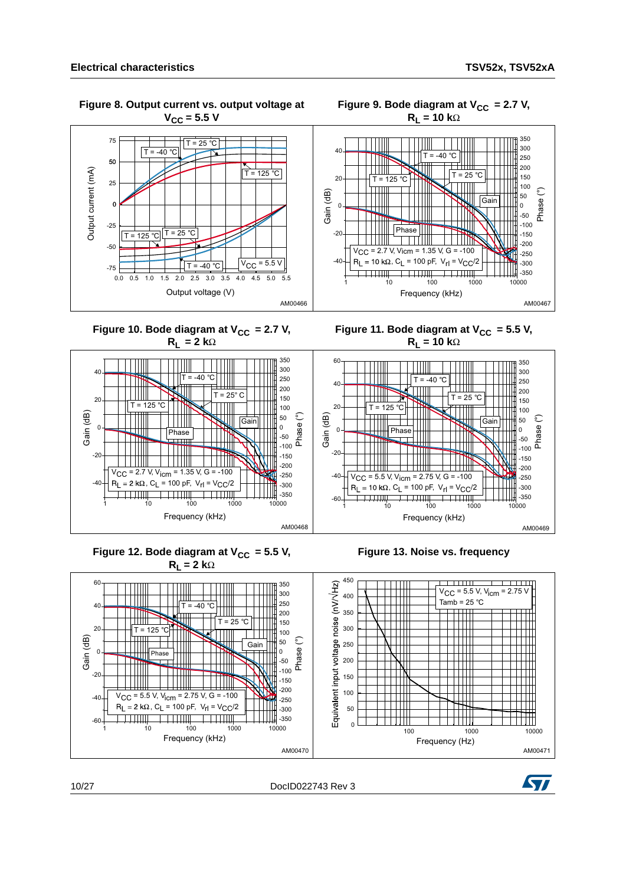**Figure 8. Output current vs. output voltage at $V_{CC}$ = 5.5 V**

**Figure 9. Bode diagram at $V_{CC}$ = 2.7 V, $R_L$ = 10 kΩ**

**Figure 10. Bode diagram at $V_{CC}$ = 2.7 V, $R_L$ = 2 kΩ**

**Figure 11. Bode diagram at $V_{CC}$ = 5.5 V, $R_L$ = 10 kΩ**

**Figure 12. Bode diagram at $V_{CC}$ = 5.5 V, $R_L$ = 2 kΩ**

**Figure 13. Noise vs. frequency**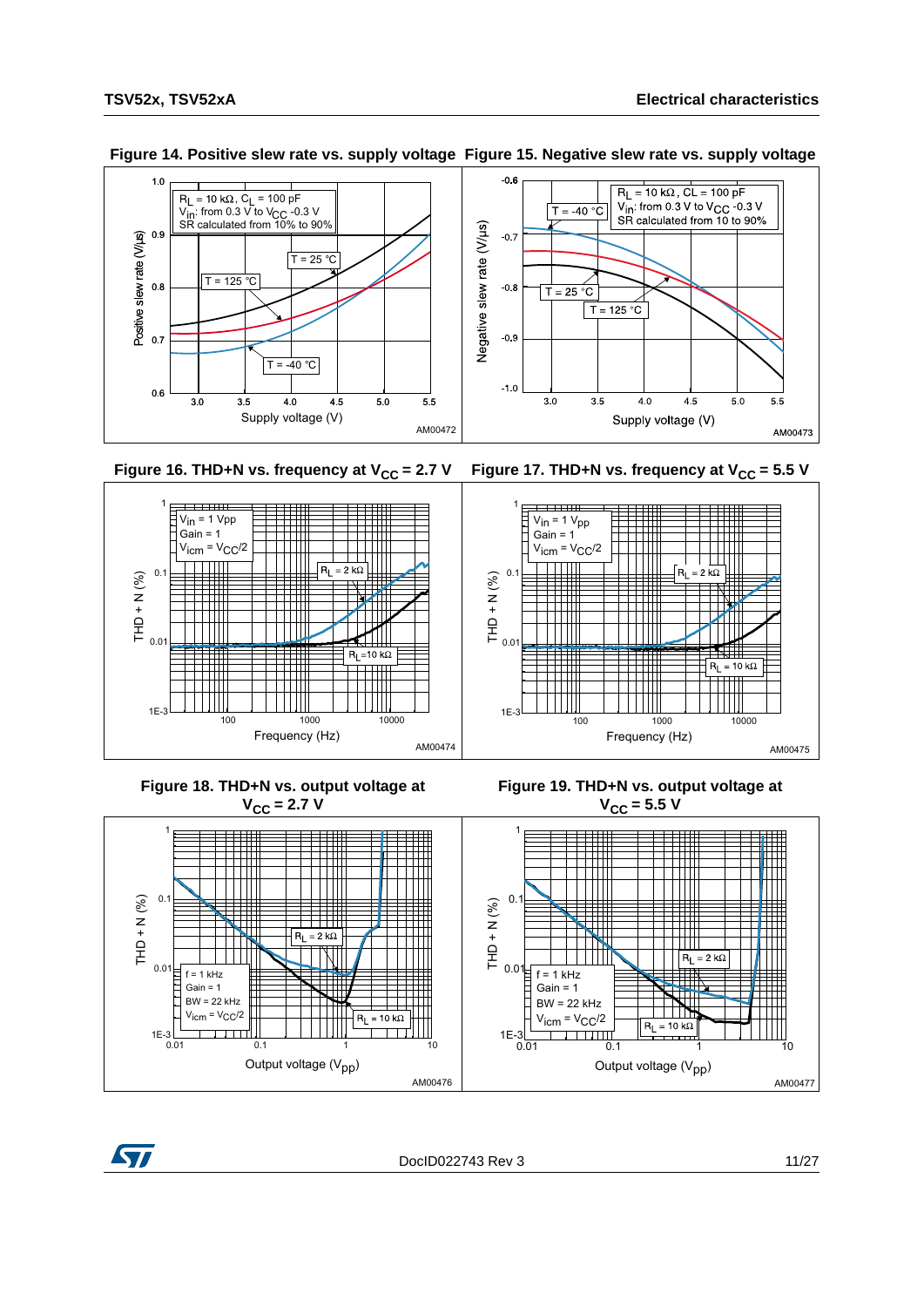**Figure 14. Positive slew rate vs. supply voltage**

**Figure 15. Negative slew rate vs. supply voltage**

**Figure 16. THD+N vs. frequency at $V_{CC}$ = 2.7 V**

**Figure 17. THD+N vs. frequency at $V_{CC}$ = 5.5 V**

**Figure 18. THD+N vs. output voltage at $V_{CC}$ = 2.7 V**

**Figure 19. THD+N vs. output voltage at $V_{CC}$ = 5.5 V**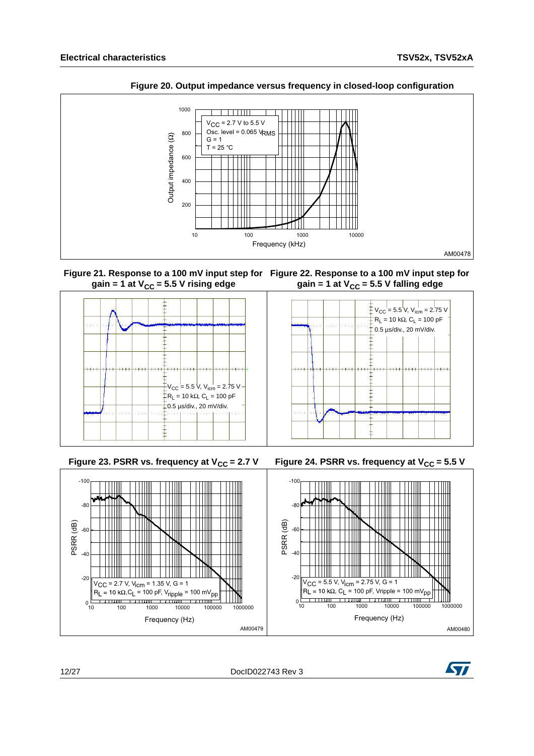**Figure 20. Output impedance versus frequency in closed-loop configuration**

**Figure 21. Response to a 100 mV input step for gain = 1 at $V_{CC}$ = 5.5 V rising edge**

**Figure 22. Response to a 100 mV input step for gain = 1 at $V_{CC}$ = 5.5 V falling edge**

**Figure 23. PSRR vs. frequency at $V_{CC}$ = 2.7 V**

**Figure 24. PSRR vs. frequency at $V_{CC}$ = 5.5 V**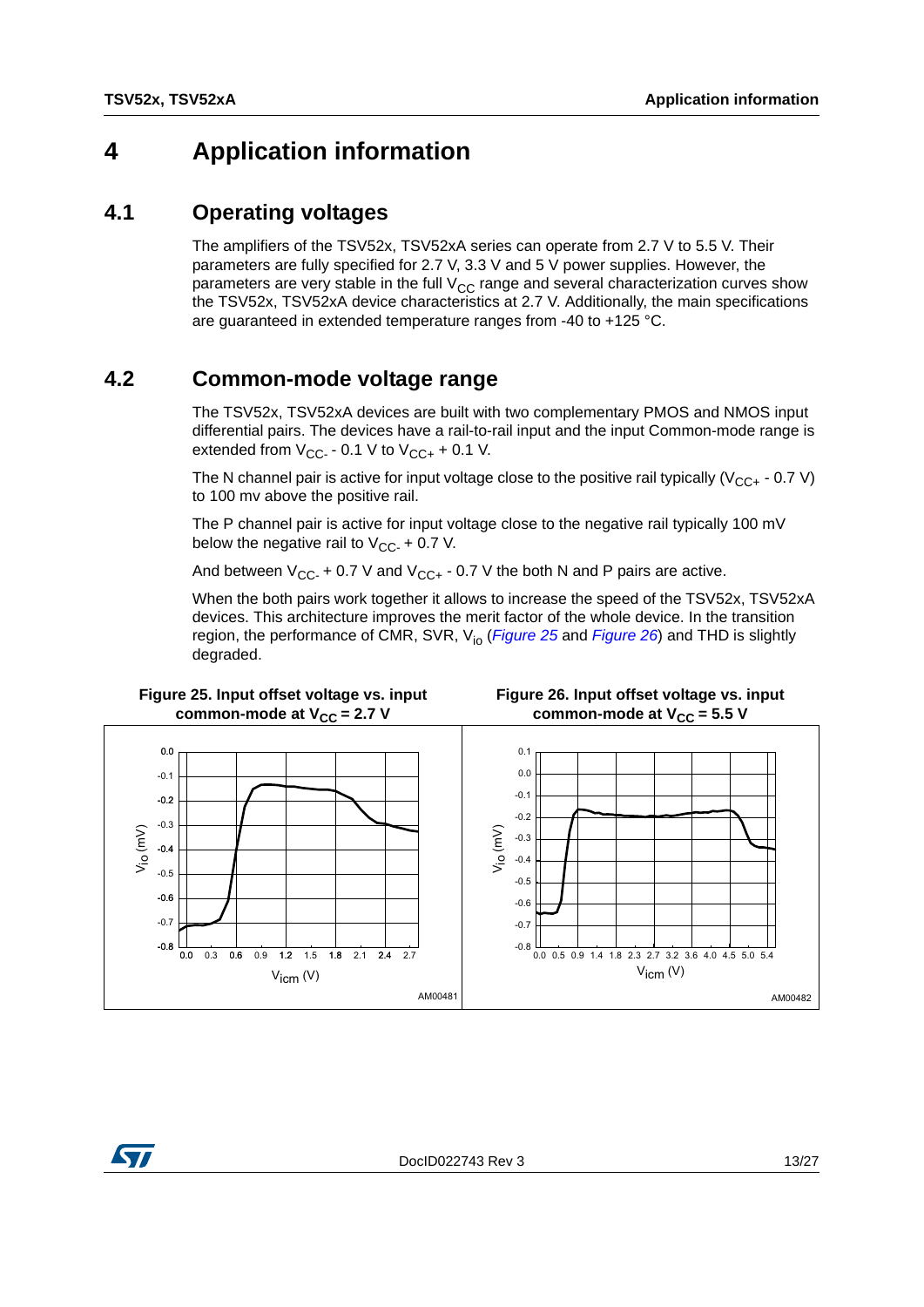# 4 Application information

## 4.1 Operating voltages

The amplifiers of the TSV52x, TSV52xA series can operate from 2.7 V to 5.5 V. Their parameters are fully specified for 2.7 V, 3.3 V and 5 V power supplies. However, the parameters are very stable in the full $V_{CC}$ range and several characterization curves show the TSV52x, TSV52xA device characteristics at 2.7 V. Additionally, the main specifications are guaranteed in extended temperature ranges from -40 to +125 °C.

## 4.2 Common-mode voltage range

The TSV52x, TSV52xA devices are built with two complementary PMOS and NMOS input differential pairs. The devices have a rail-to-rail input and the input Common-mode range is extended from $V_{CC-}$ - 0.1 V to $V_{CC+}$ + 0.1 V.

The N channel pair is active for input voltage close to the positive rail typically ($V_{CC+}$ - 0.7 V) to 100 mv above the positive rail.

The P channel pair is active for input voltage close to the negative rail typically 100 mV below the negative rail to $V_{CC-}$ + 0.7 V.

And between $V_{CC-}$ + 0.7 V and $V_{CC+}$ - 0.7 V the both N and P pairs are active.

When the both pairs work together it allows to increase the speed of the TSV52x, TSV52xA devices. This architecture improves the merit factor of the whole device. In the transition region, the performance of CMR, SVR, $V_{io}$ (*Figure 25* and *Figure 26*) and THD is slightly degraded.

**Figure 25. Input offset voltage vs. input common-mode at $V_{CC}$ = 2.7 V**

**Figure 26. Input offset voltage vs. input common-mode at $V_{CC}$ = 5.5 V**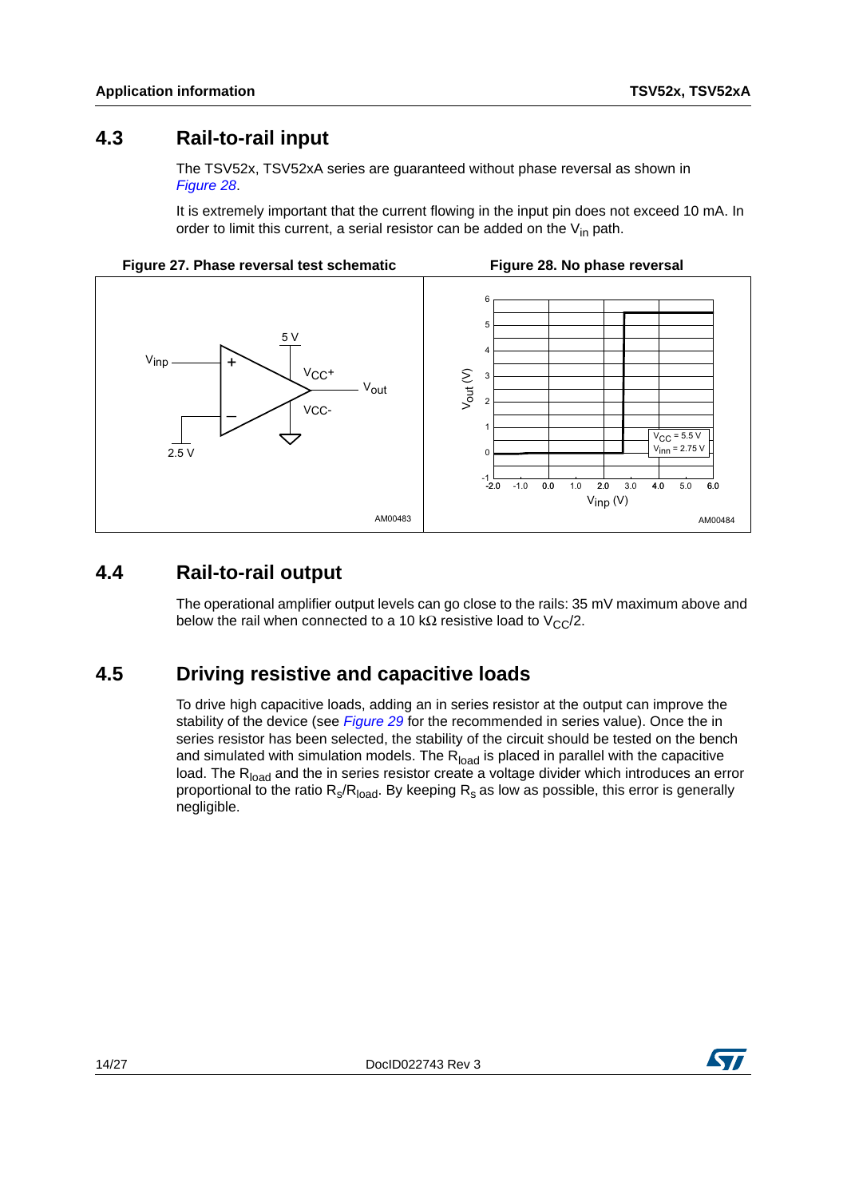## 4.3 Rail-to-rail input

The TSV52x, TSV52xA series are guaranteed without phase reversal as shown in *Figure 28*.

It is extremely important that the current flowing in the input pin does not exceed 10 mA. In order to limit this current, a serial resistor can be added on the $V_{in}$ path.

**Figure 27. Phase reversal test schematic**

**Figure 28. No phase reversal**

## 4.4 Rail-to-rail output

The operational amplifier output levels can go close to the rails: 35 mV maximum above and below the rail when connected to a 10 kΩ resistive load to $V_{CC}/2$.

## 4.5 Driving resistive and capacitive loads

To drive high capacitive loads, adding an in series resistor at the output can improve the stability of the device (see *Figure 29* for the recommended in series value). Once the in series resistor has been selected, the stability of the circuit should be tested on the bench and simulated with simulation models. The $R_{load}$ is placed in parallel with the capacitive load. The $R_{load}$ and the in series resistor create a voltage divider which introduces an error proportional to the ratio $R_s/R_{load}$. By keeping $R_s$ as low as possible, this error is generally negligible.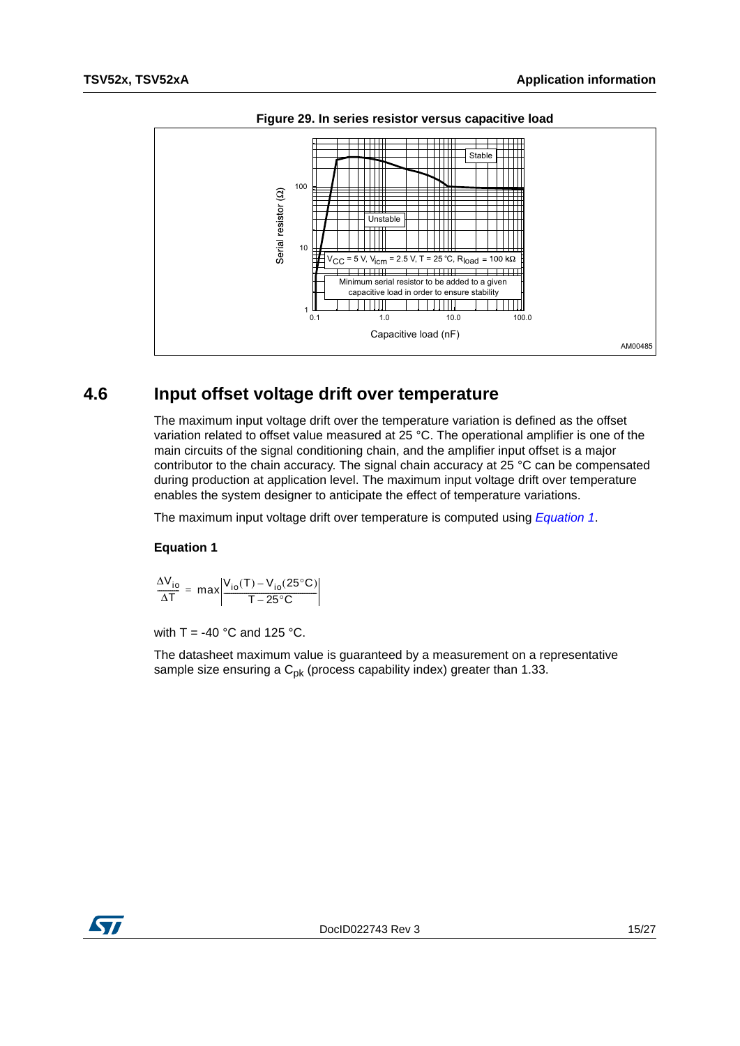**Figure 29. In series resistor versus capacitive load**

## 4.6 Input offset voltage drift over temperature

The maximum input voltage drift over the temperature variation is defined as the offset variation related to offset value measured at 25 °C. The operational amplifier is one of the main circuits of the signal conditioning chain, and the amplifier input offset is a major contributor to the chain accuracy. The signal chain accuracy at 25 °C can be compensated during production at application level. The maximum input voltage drift over temperature enables the system designer to anticipate the effect of temperature variations.

The maximum input voltage drift over temperature is computed using *Equation 1*.

**Equation 1**

$$\frac{\Delta V_{io}}{\Delta T} = \max\left|\frac{V_{io}(T) - V_{io}(25°C)}{T - 25°C}\right|$$

with T = -40 °C and 125 °C.

The datasheet maximum value is guaranteed by a measurement on a representative sample size ensuring a $C_{pk}$ (process capability index) greater than 1.33.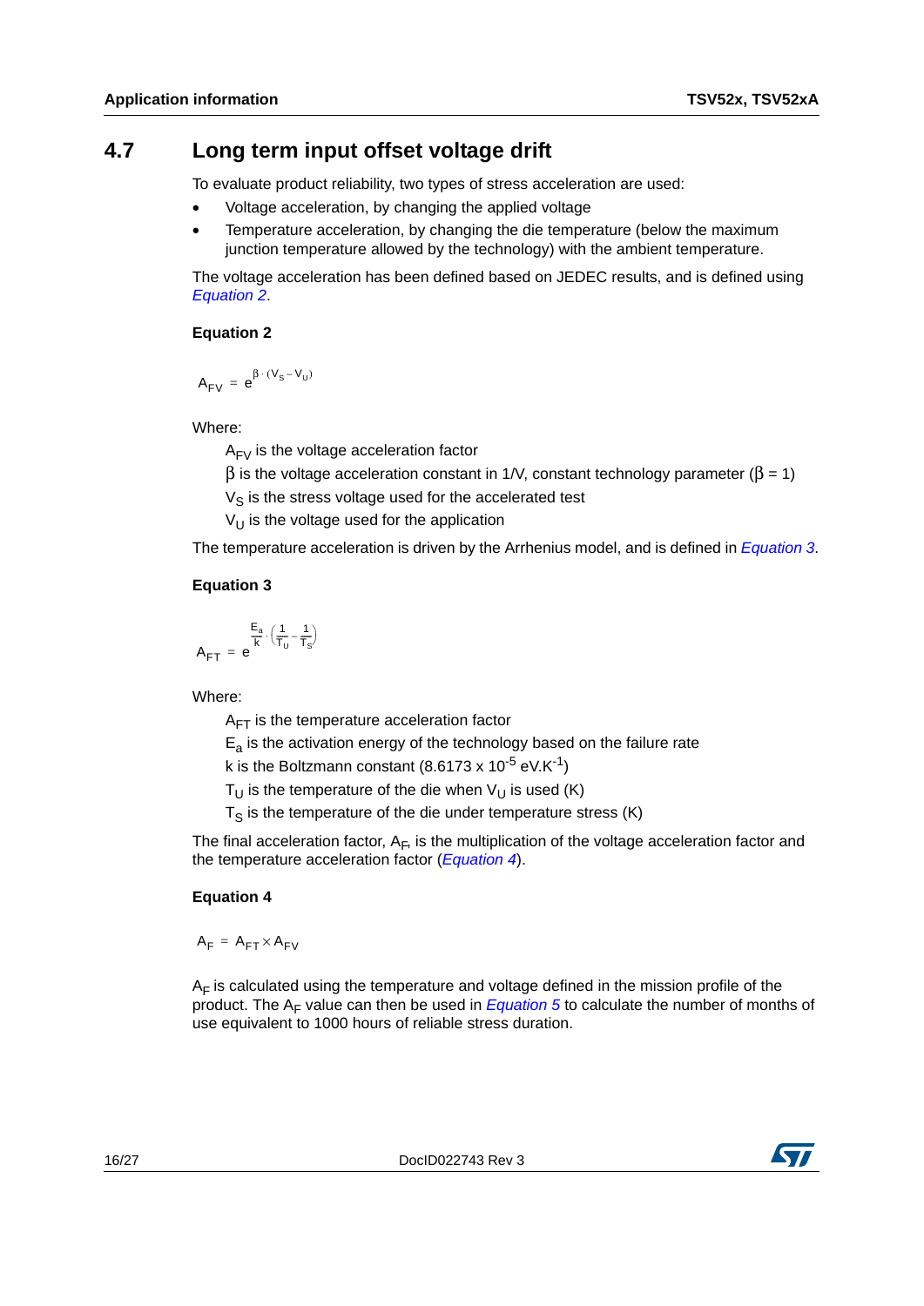## 4.7 Long term input offset voltage drift

To evaluate product reliability, two types of stress acceleration are used:

- Voltage acceleration, by changing the applied voltage
- Temperature acceleration, by changing the die temperature (below the maximum junction temperature allowed by the technology) with the ambient temperature.

The voltage acceleration has been defined based on JEDEC results, and is defined using *Equation 2*.

**Equation 2**

$$A_{FV} = e^{\beta \cdot (V_S - V_U)}$$

Where:

$A_{FV}$ is the voltage acceleration factor

$\beta$ is the voltage acceleration constant in 1/V, constant technology parameter ($\beta = 1$)

$V_S$ is the stress voltage used for the accelerated test

$V_U$ is the voltage used for the application

The temperature acceleration is driven by the Arrhenius model, and is defined in *Equation 3*.

**Equation 3**

$$A_{FT} = e^{\frac{E_a}{k} \cdot \left(\frac{1}{T_U} - \frac{1}{T_S}\right)}$$

Where:

$A_{FT}$ is the temperature acceleration factor

$E_a$ is the activation energy of the technology based on the failure rate

k is the Boltzmann constant ($8.6173 \times 10^{-5}$ eV.K$^{-1}$)

$T_U$ is the temperature of the die when $V_U$ is used (K)

$T_S$ is the temperature of the die under temperature stress (K)

The final acceleration factor, $A_F$, is the multiplication of the voltage acceleration factor and the temperature acceleration factor (*Equation 4*).

**Equation 4**

$$A_F = A_{FT} \times A_{FV}$$

$A_F$ is calculated using the temperature and voltage defined in the mission profile of the product. The $A_F$ value can then be used in *Equation 5* to calculate the number of months of use equivalent to 1000 hours of reliable stress duration.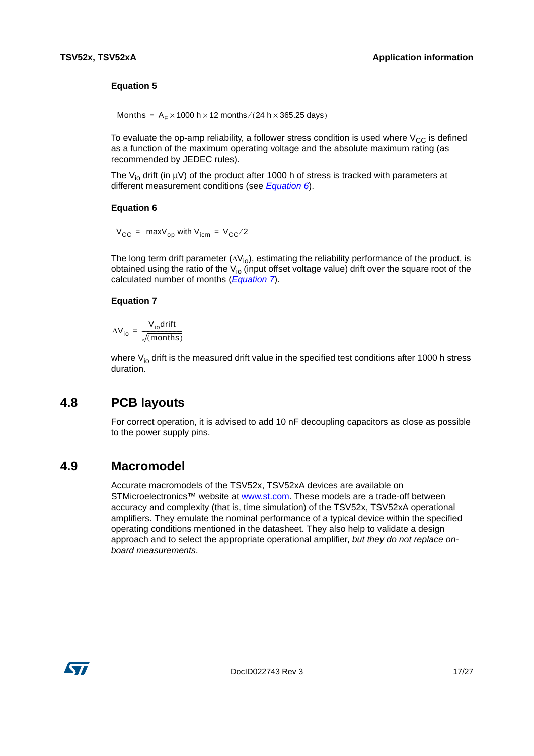**Equation 5**

$$\text{Months} = A_F \times 1000\ \text{h} \times 12\ \text{months} / (24\ \text{h} \times 365.25\ \text{days})$$

To evaluate the op-amp reliability, a follower stress condition is used where $V_{CC}$ is defined as a function of the maximum operating voltage and the absolute maximum rating (as recommended by JEDEC rules).

The $V_{io}$ drift (in µV) of the product after 1000 h of stress is tracked with parameters at different measurement conditions (see *Equation 6*).

**Equation 6**

$$V_{CC} = \text{max}V_{op} \text{ with } V_{icm} = V_{CC}/2$$

The long term drift parameter ($\Delta V_{io}$), estimating the reliability performance of the product, is obtained using the ratio of the $V_{io}$ (input offset voltage value) drift over the square root of the calculated number of months (*Equation 7*).

**Equation 7**

$$\Delta V_{io} = \frac{V_{io}\text{drift}}{\sqrt{(\text{months})}}$$

where $V_{io}$ drift is the measured drift value in the specified test conditions after 1000 h stress duration.

## 4.8 PCB layouts

For correct operation, it is advised to add 10 nF decoupling capacitors as close as possible to the power supply pins.

## 4.9 Macromodel

Accurate macromodels of the TSV52x, TSV52xA devices are available on STMicroelectronics™ website at www.st.com. These models are a trade-off between accuracy and complexity (that is, time simulation) of the TSV52x, TSV52xA operational amplifiers. They emulate the nominal performance of a typical device within the specified operating conditions mentioned in the datasheet. They also help to validate a design approach and to select the appropriate operational amplifier, *but they do not replace on-board measurements*.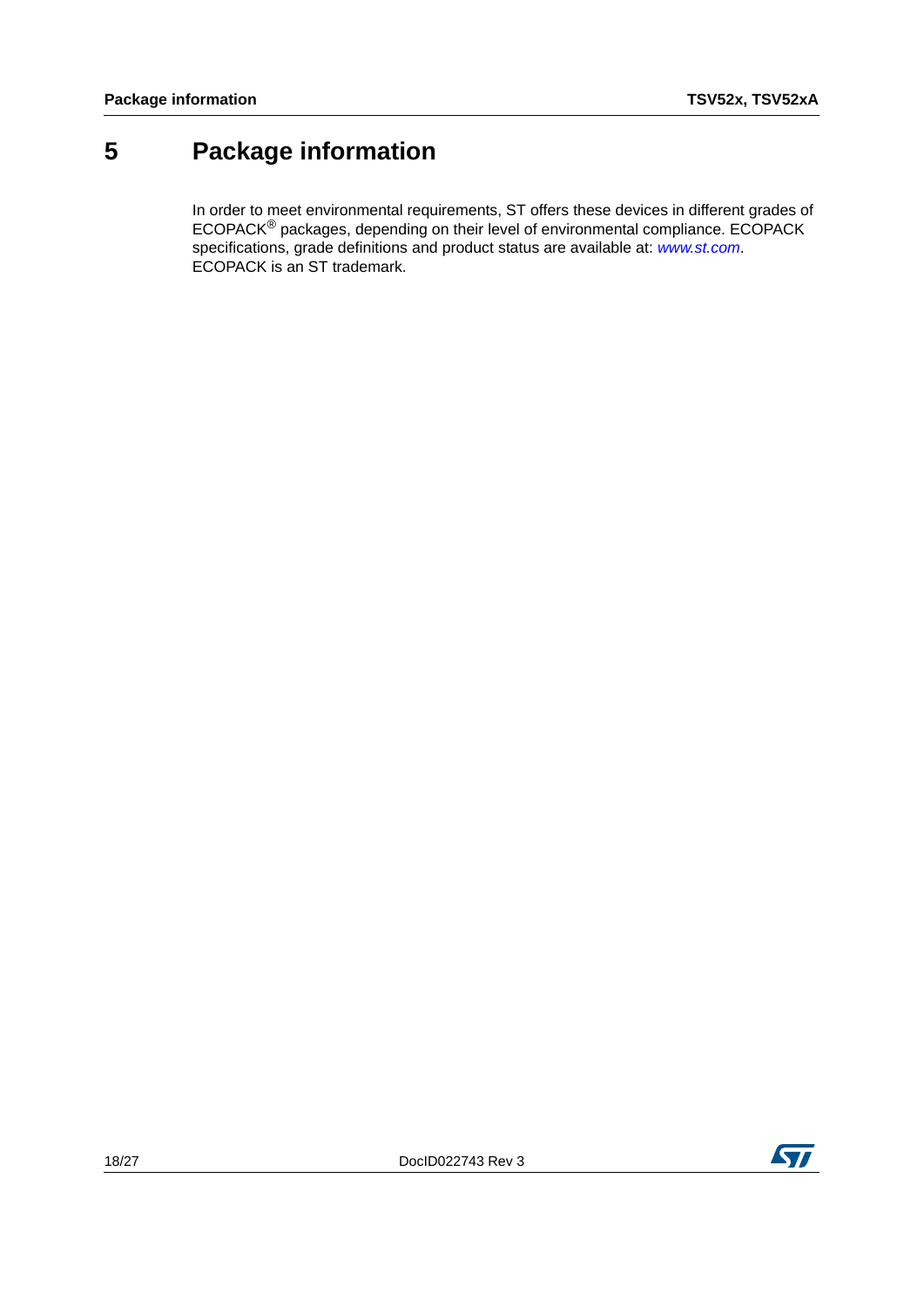# 5 Package information

In order to meet environmental requirements, ST offers these devices in different grades of ECOPACK® packages, depending on their level of environmental compliance. ECOPACK specifications, grade definitions and product status are available at: *www.st.com*. ECOPACK is an ST trademark.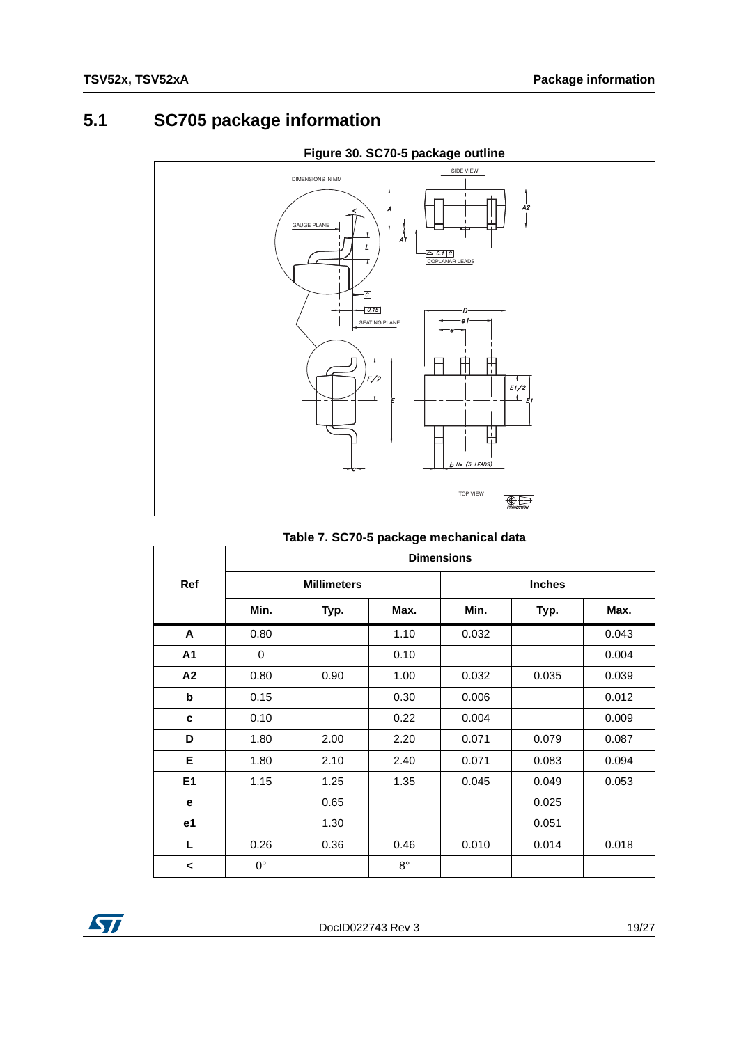## 5.1 SC705 package information

**Figure 30. SC70-5 package outline**

**Table 7. SC70-5 package mechanical data**

| Ref | Dimensions | | | | | |
|---|---|---|---|---|---|---|
| | Millimeters | | | Inches | | |
| | Min. | Typ. | Max. | Min. | Typ. | Max. |
| A | 0.80 | | 1.10 | 0.032 | | 0.043 |
| A1 | 0 | | 0.10 | | | 0.004 |
| A2 | 0.80 | 0.90 | 1.00 | 0.032 | 0.035 | 0.039 |
| b | 0.15 | | 0.30 | 0.006 | | 0.012 |
| c | 0.10 | | 0.22 | 0.004 | | 0.009 |
| D | 1.80 | 2.00 | 2.20 | 0.071 | 0.079 | 0.087 |
| E | 1.80 | 2.10 | 2.40 | 0.071 | 0.083 | 0.094 |
| E1 | 1.15 | 1.25 | 1.35 | 0.045 | 0.049 | 0.053 |
| e | | 0.65 | | | 0.025 | |
| e1 | | 1.30 | | | 0.051 | |
| L | 0.26 | 0.36 | 0.46 | 0.010 | 0.014 | 0.018 |
| < | 0° | | 8° | | | |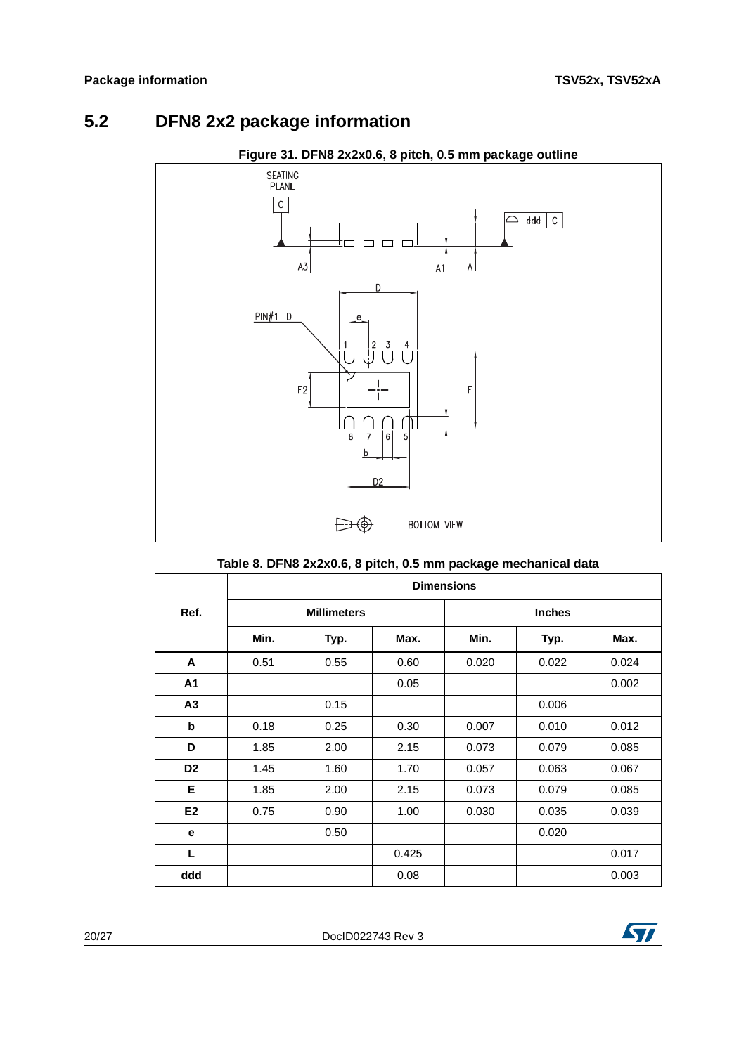## 5.2 DFN8 2x2 package information

**Figure 31. DFN8 2x2x0.6, 8 pitch, 0.5 mm package outline**

**Table 8. DFN8 2x2x0.6, 8 pitch, 0.5 mm package mechanical data**

| Ref. | Dimensions | | | | | |
|---|---|---|---|---|---|---|
| | Millimeters | | | Inches | | |
| | Min. | Typ. | Max. | Min. | Typ. | Max. |
| **A** | 0.51 | 0.55 | 0.60 | 0.020 | 0.022 | 0.024 |
| **A1** | | | 0.05 | | | 0.002 |
| **A3** | | 0.15 | | | 0.006 | |
| **b** | 0.18 | 0.25 | 0.30 | 0.007 | 0.010 | 0.012 |
| **D** | 1.85 | 2.00 | 2.15 | 0.073 | 0.079 | 0.085 |
| **D2** | 1.45 | 1.60 | 1.70 | 0.057 | 0.063 | 0.067 |
| **E** | 1.85 | 2.00 | 2.15 | 0.073 | 0.079 | 0.085 |
| **E2** | 0.75 | 0.90 | 1.00 | 0.030 | 0.035 | 0.039 |
| **e** | | 0.50 | | | 0.020 | |
| **L** | | | 0.425 | | | 0.017 |
| **ddd** | | | 0.08 | | | 0.003 |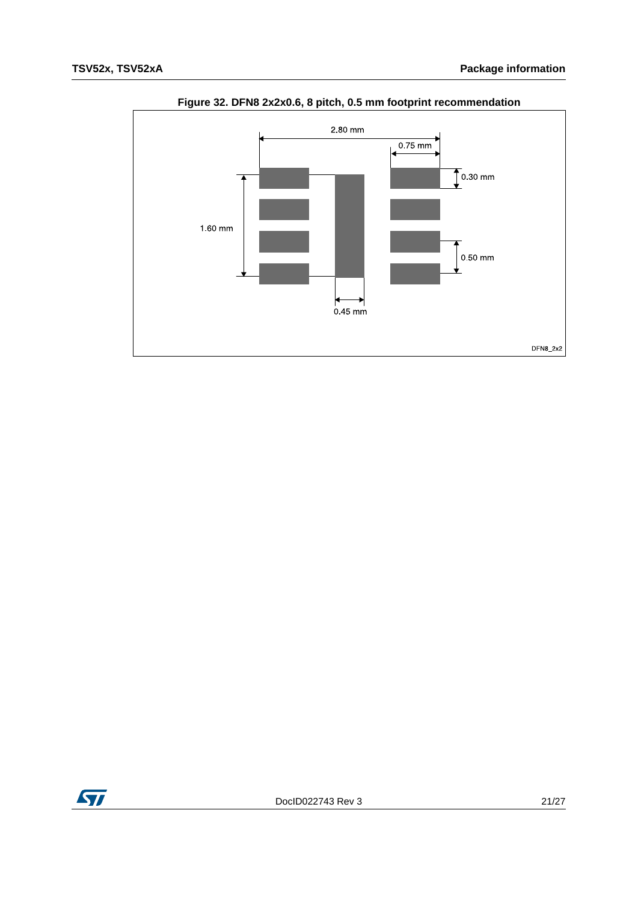**Figure 32. DFN8 2x2x0.6, 8 pitch, 0.5 mm footprint recommendation**

2.80 mm

0.75 mm

0.30 mm

1.60 mm

0.50 mm

0.45 mm

DFN8_2x2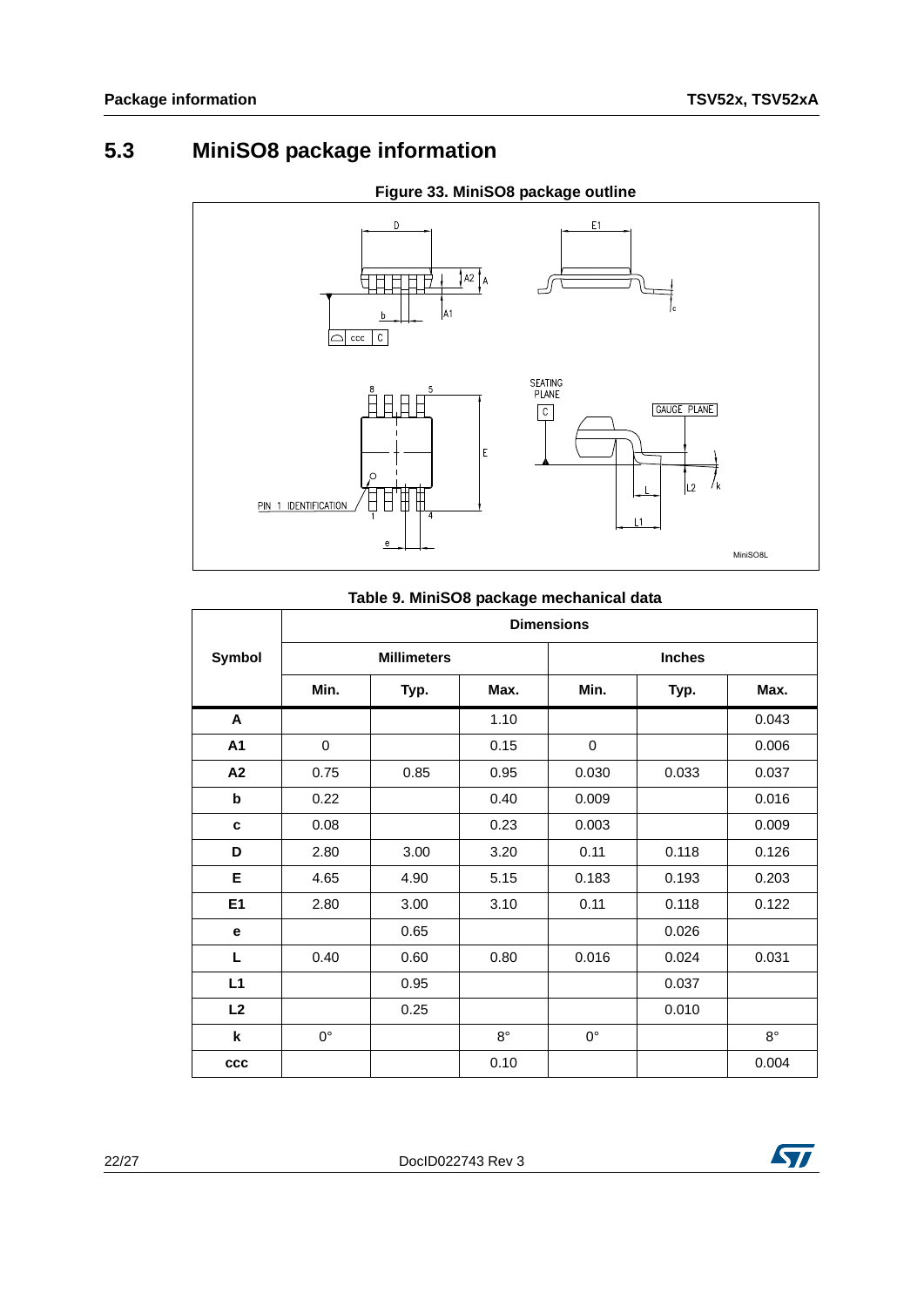## 5.3 MiniSO8 package information

**Figure 33. MiniSO8 package outline**

**Table 9. MiniSO8 package mechanical data**

| Symbol | Dimensions | | | | | |
|---|---|---|---|---|---|---|
| | Millimeters | | | Inches | | |
| | Min. | Typ. | Max. | Min. | Typ. | Max. |
| A | | | 1.10 | | | 0.043 |
| A1 | 0 | | 0.15 | 0 | | 0.006 |
| A2 | 0.75 | 0.85 | 0.95 | 0.030 | 0.033 | 0.037 |
| b | 0.22 | | 0.40 | 0.009 | | 0.016 |
| c | 0.08 | | 0.23 | 0.003 | | 0.009 |
| D | 2.80 | 3.00 | 3.20 | 0.11 | 0.118 | 0.126 |
| E | 4.65 | 4.90 | 5.15 | 0.183 | 0.193 | 0.203 |
| E1 | 2.80 | 3.00 | 3.10 | 0.11 | 0.118 | 0.122 |
| e | | 0.65 | | | 0.026 | |
| L | 0.40 | 0.60 | 0.80 | 0.016 | 0.024 | 0.031 |
| L1 | | 0.95 | | | 0.037 | |
| L2 | | 0.25 | | | 0.010 | |
| k | 0° | | 8° | 0° | | 8° |
| ccc | | | 0.10 | | | 0.004 |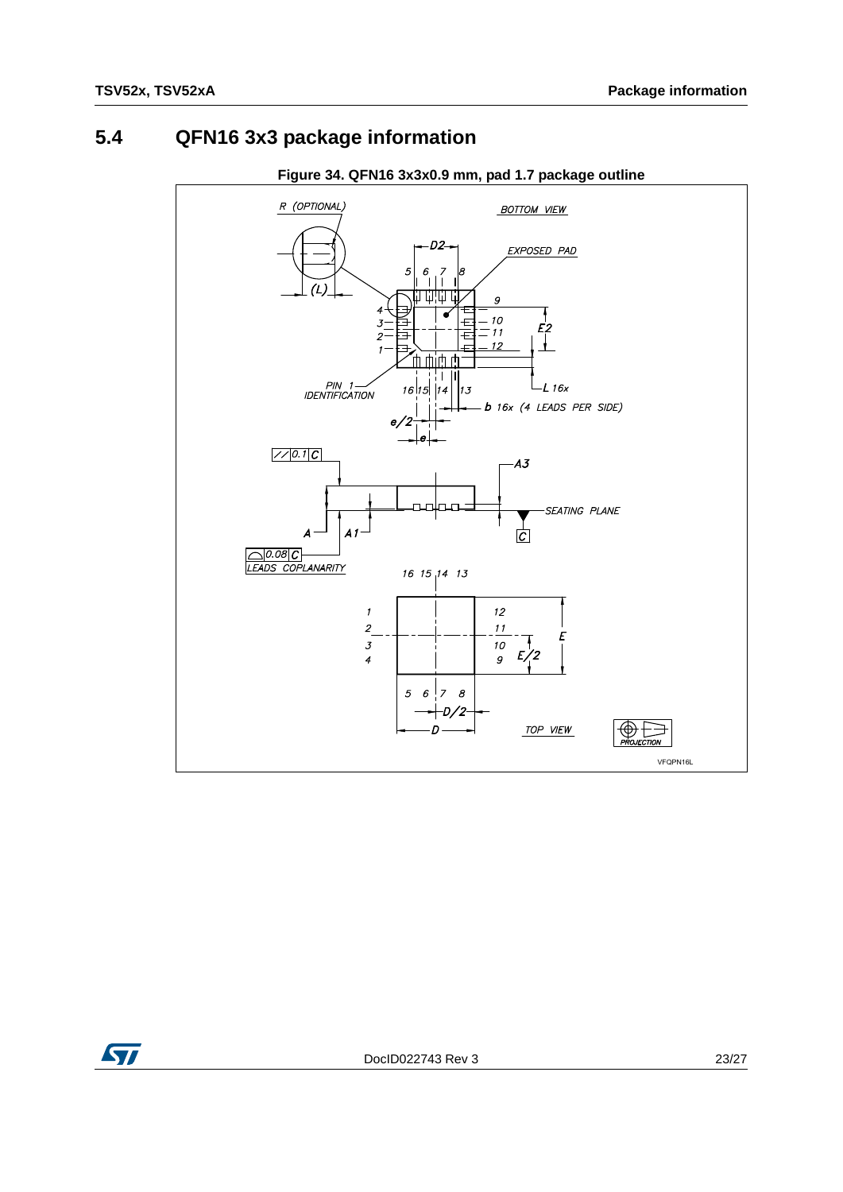## 5.4 QFN16 3x3 package information

**Figure 34. QFN16 3x3x0.9 mm, pad 1.7 package outline**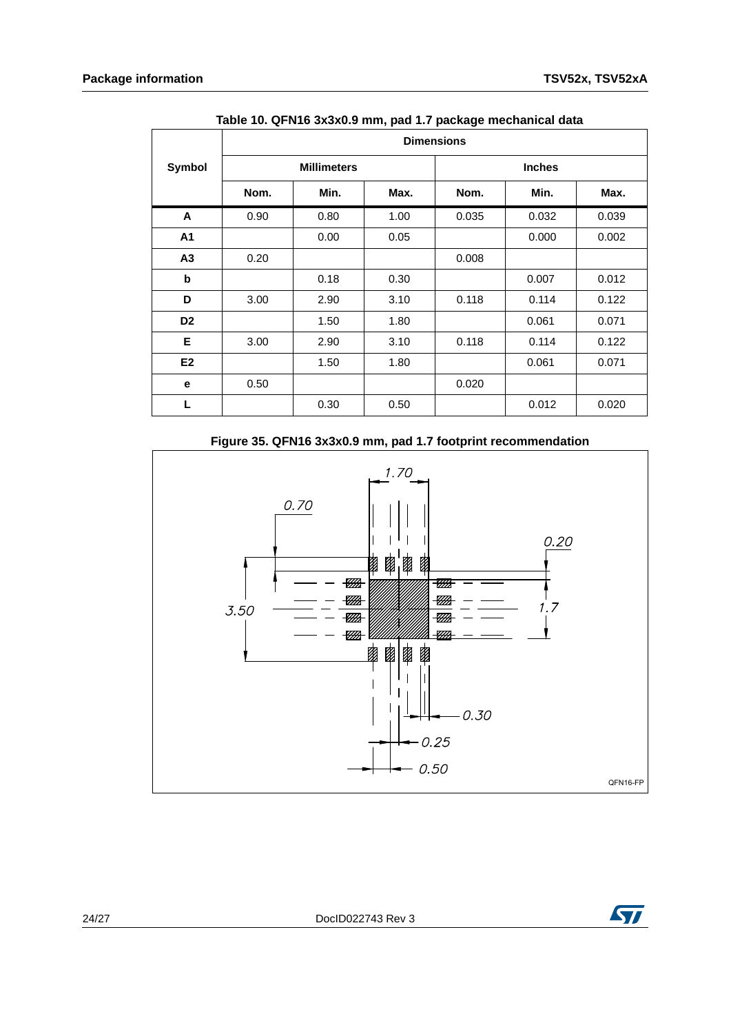Table 10. QFN16 3x3x0.9 mm, pad 1.7 package mechanical data

| Symbol | Dimensions | | | | | |
|---|---|---|---|---|---|---|
| | Millimeters | | | Inches | | |
| | Nom. | Min. | Max. | Nom. | Min. | Max. |
| A | 0.90 | 0.80 | 1.00 | 0.035 | 0.032 | 0.039 |
| A1 | | 0.00 | 0.05 | | 0.000 | 0.002 |
| A3 | 0.20 | | | 0.008 | | |
| b | | 0.18 | 0.30 | | 0.007 | 0.012 |
| D | 3.00 | 2.90 | 3.10 | 0.118 | 0.114 | 0.122 |
| D2 | | 1.50 | 1.80 | | 0.061 | 0.071 |
| E | 3.00 | 2.90 | 3.10 | 0.118 | 0.114 | 0.122 |
| E2 | | 1.50 | 1.80 | | 0.061 | 0.071 |
| e | 0.50 | | | 0.020 | | |
| L | | 0.30 | 0.50 | | 0.012 | 0.020 |

Figure 35. QFN16 3x3x0.9 mm, pad 1.7 footprint recommendation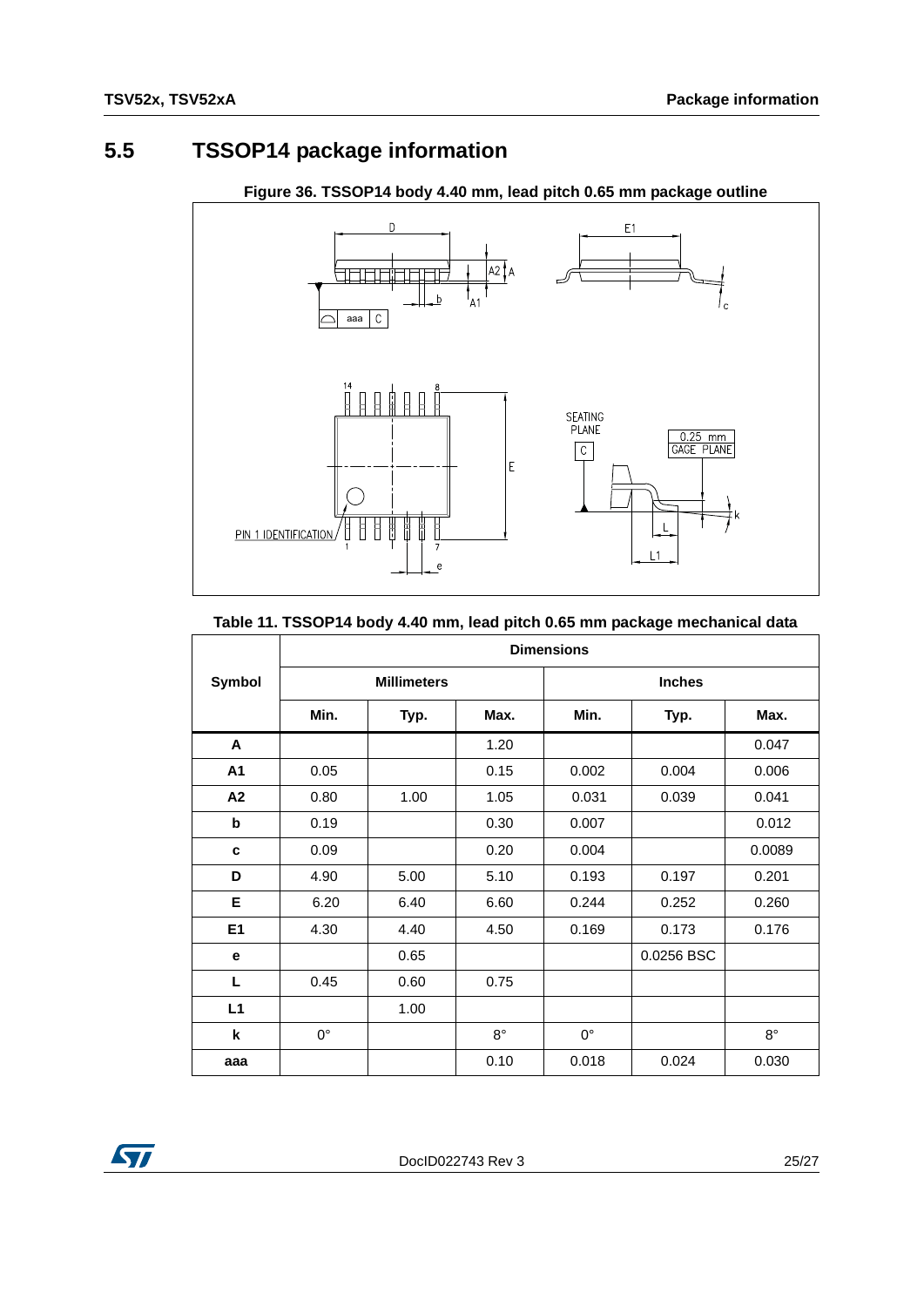## 5.5 TSSOP14 package information

**Figure 36. TSSOP14 body 4.40 mm, lead pitch 0.65 mm package outline**

**Table 11. TSSOP14 body 4.40 mm, lead pitch 0.65 mm package mechanical data**

| Symbol | Dimensions | | | | | |
|---|---|---|---|---|---|---|
| | Millimeters | | | Inches | | |
| | Min. | Typ. | Max. | Min. | Typ. | Max. |
| **A** | | | 1.20 | | | 0.047 |
| **A1** | 0.05 | | 0.15 | 0.002 | 0.004 | 0.006 |
| **A2** | 0.80 | 1.00 | 1.05 | 0.031 | 0.039 | 0.041 |
| **b** | 0.19 | | 0.30 | 0.007 | | 0.012 |
| **c** | 0.09 | | 0.20 | 0.004 | | 0.0089 |
| **D** | 4.90 | 5.00 | 5.10 | 0.193 | 0.197 | 0.201 |
| **E** | 6.20 | 6.40 | 6.60 | 0.244 | 0.252 | 0.260 |
| **E1** | 4.30 | 4.40 | 4.50 | 0.169 | 0.173 | 0.176 |
| **e** | | 0.65 | | | 0.0256 BSC | |
| **L** | 0.45 | 0.60 | 0.75 | | | |
| **L1** | | 1.00 | | | | |
| **k** | 0° | | 8° | 0° | | 8° |
| **aaa** | | | 0.10 | 0.018 | 0.024 | 0.030 |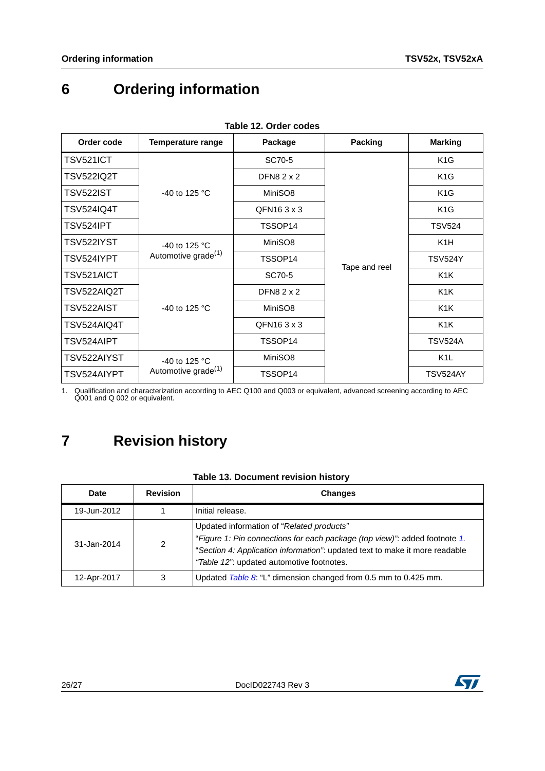# 6 Ordering information

**Table 12. Order codes**

| Order code | Temperature range | Package | Packing | Marking |
|---|---|---|---|---|
| TSV521ICT | -40 to 125 °C | SC70-5 | Tape and reel | K1G |
| TSV522IQ2T | | DFN8 2 x 2 | | K1G |
| TSV522IST | | MiniSO8 | | K1G |
| TSV524IQ4T | | QFN16 3 x 3 | | K1G |
| TSV524IPT | | TSSOP14 | | TSV524 |
| TSV522IYST | -40 to 125 °C Automotive grade[(1)] | MiniSO8 | | K1H |
| TSV524IYPT | | TSSOP14 | | TSV524Y |
| TSV521AICT | -40 to 125 °C | SC70-5 | | K1K |
| TSV522AIQ2T | | DFN8 2 x 2 | | K1K |
| TSV522AIST | | MiniSO8 | | K1K |
| TSV524AIQ4T | | QFN16 3 x 3 | | K1K |
| TSV524AIPT | | TSSOP14 | | TSV524A |
| TSV522AIYST | -40 to 125 °C Automotive grade[(1)] | MiniSO8 | | K1L |
| TSV524AIYPT | | TSSOP14 | | TSV524AY |

1. Qualification and characterization according to AEC Q100 and Q003 or equivalent, advanced screening according to AEC Q001 and Q 002 or equivalent.

# 7 Revision history

**Table 13. Document revision history**

| Date | Revision | Changes |
|---|---|---|
| 19-Jun-2012 | 1 | Initial release. |
| 31-Jan-2014 | 2 | Updated information of "*Related products*"<br>"*Figure 1: Pin connections for each package (top view)*": added footnote *1.*<br>"*Section 4: Application information*": updated text to make it more readable<br>*"Table 12"*: updated automotive footnotes. |
| 12-Apr-2017 | 3 | Updated *Table 8*: "L" dimension changed from 0.5 mm to 0.425 mm. |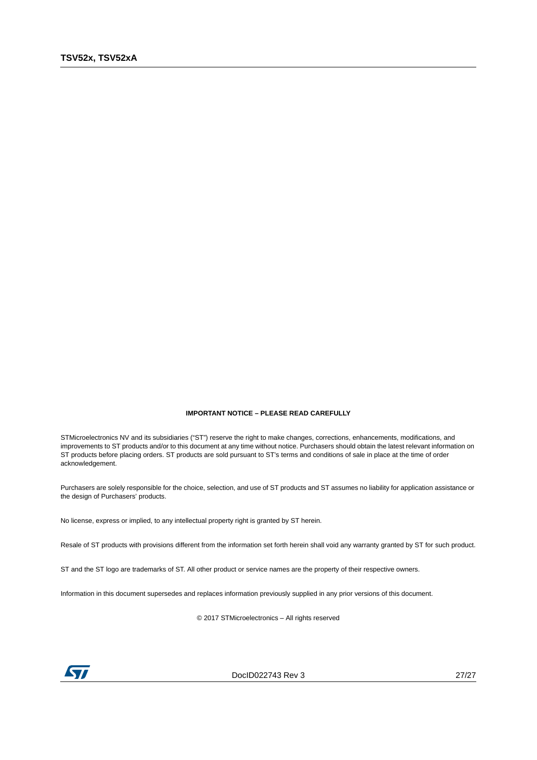**IMPORTANT NOTICE – PLEASE READ CAREFULLY**

STMicroelectronics NV and its subsidiaries ("ST") reserve the right to make changes, corrections, enhancements, modifications, and improvements to ST products and/or to this document at any time without notice. Purchasers should obtain the latest relevant information on ST products before placing orders. ST products are sold pursuant to ST's terms and conditions of sale in place at the time of order acknowledgement.

Purchasers are solely responsible for the choice, selection, and use of ST products and ST assumes no liability for application assistance or the design of Purchasers' products.

No license, express or implied, to any intellectual property right is granted by ST herein.

Resale of ST products with provisions different from the information set forth herein shall void any warranty granted by ST for such product.

ST and the ST logo are trademarks of ST. All other product or service names are the property of their respective owners.

Information in this document supersedes and replaces information previously supplied in any prior versions of this document.

© 2017 STMicroelectronics – All rights reserved